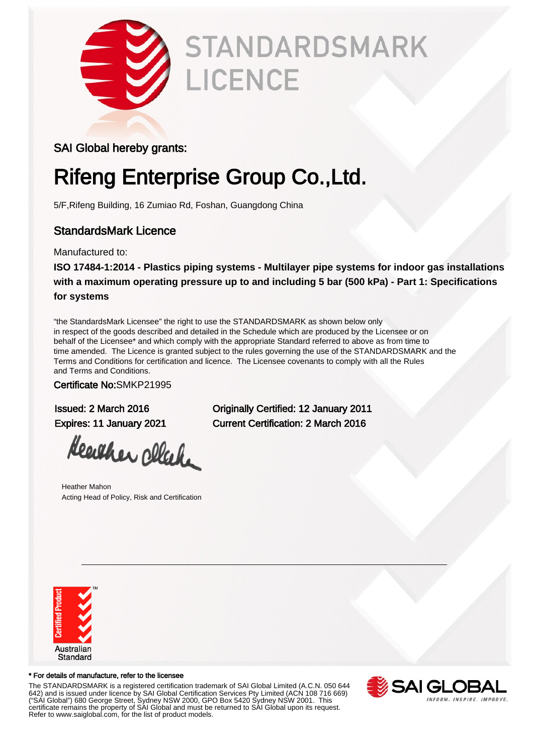# STANDARDSMARK LICENCE

SAI Global hereby grants:

# Rifeng Enterprise Group Co.,Ltd.

5/F,Rifeng Building, 16 Zumiao Rd, Foshan, Guangdong China

## StandardsMark Licence

Manufactured to:

**ISO 17484-1:2014 - Plastics piping systems - Multilayer pipe systems for indoor gas installations with a maximum operating pressure up to and including 5 bar (500 kPa) - Part 1: Specifications for systems**

"the StandardsMark Licensee" the right to use the STANDARDSMARK as shown below only in respect of the goods described and detailed in the Schedule which are produced by the Licensee or on behalf of the Licensee* and which comply with the appropriate Standard referred to above as from time to time amended. The Licence is granted subject to the rules governing the use of the STANDARDSMARK and the Terms and Conditions for certification and licence. The Licensee covenants to comply with all the Rules and Terms and Conditions.

Certificate No:SMKP21995

Issued: 2 March 2016

Expires: 11 January 2021

Originally Certified: 12 January 2011

Current Certification: 2 March 2016

Heather Mahon
Acting Head of Policy, Risk and Certification

Certified Product TM
Australian Standard

\* For details of manufacture, refer to the licensee

The STANDARDSMARK is a registered certification trademark of SAI Global Limited (A.C.N. 050 644 642) and is issued under licence by SAI Global Certification Services Pty Limited (ACN 108 716 669) ("SAI Global") 680 George Street, Sydney NSW 2000, GPO Box 5420 Sydney NSW 2001. This certificate remains the property of SAI Global and must be returned to SAI Global upon its request. Refer to www.saiglobal.com, for the list of product models.

SAI GLOBAL
INFORM. INSPIRE. IMPROVE.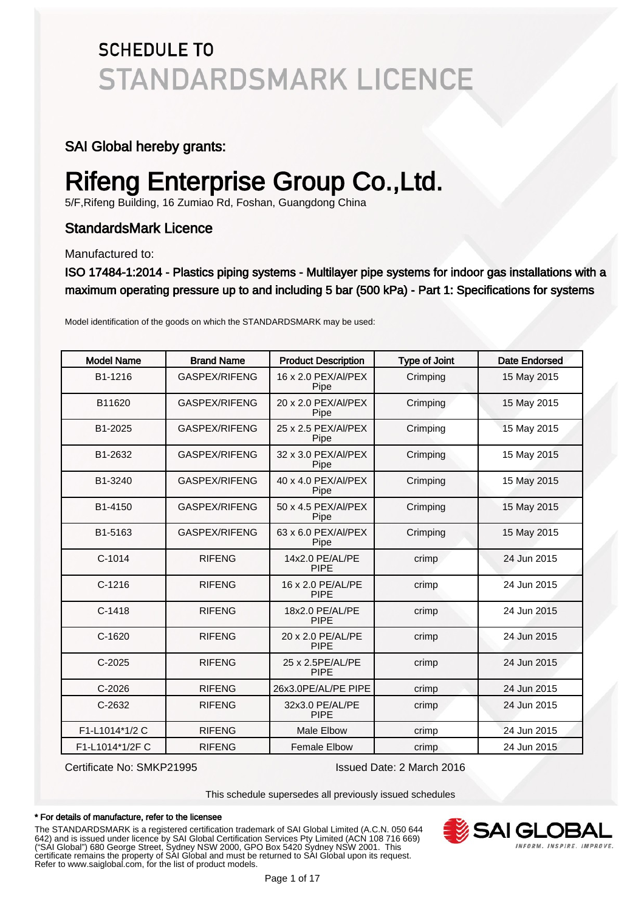# SCHEDULE TO STANDARDSMARK LICENCE

SAI Global hereby grants:

# Rifeng Enterprise Group Co.,Ltd.

5/F,Rifeng Building, 16 Zumiao Rd, Foshan, Guangdong China

## StandardsMark Licence

Manufactured to:

**ISO 17484-1:2014 - Plastics piping systems - Multilayer pipe systems for indoor gas installations with a maximum operating pressure up to and including 5 bar (500 kPa) - Part 1: Specifications for systems**

Model identification of the goods on which the STANDARDSMARK may be used:

| Model Name | Brand Name | Product Description | Type of Joint | Date Endorsed |
|---|---|---|---|---|
| B1-1216 | GASPEX/RIFENG | 16 x 2.0 PEX/Al/PEX Pipe | Crimping | 15 May 2015 |
| B11620 | GASPEX/RIFENG | 20 x 2.0 PEX/Al/PEX Pipe | Crimping | 15 May 2015 |
| B1-2025 | GASPEX/RIFENG | 25 x 2.5 PEX/Al/PEX Pipe | Crimping | 15 May 2015 |
| B1-2632 | GASPEX/RIFENG | 32 x 3.0 PEX/Al/PEX Pipe | Crimping | 15 May 2015 |
| B1-3240 | GASPEX/RIFENG | 40 x 4.0 PEX/Al/PEX Pipe | Crimping | 15 May 2015 |
| B1-4150 | GASPEX/RIFENG | 50 x 4.5 PEX/Al/PEX Pipe | Crimping | 15 May 2015 |
| B1-5163 | GASPEX/RIFENG | 63 x 6.0 PEX/Al/PEX Pipe | Crimping | 15 May 2015 |
| C-1014 | RIFENG | 14x2.0 PE/AL/PE PIPE | crimp | 24 Jun 2015 |
| C-1216 | RIFENG | 16 x 2.0 PE/AL/PE PIPE | crimp | 24 Jun 2015 |
| C-1418 | RIFENG | 18x2.0 PE/AL/PE PIPE | crimp | 24 Jun 2015 |
| C-1620 | RIFENG | 20 x 2.0 PE/AL/PE PIPE | crimp | 24 Jun 2015 |
| C-2025 | RIFENG | 25 x 2.5PE/AL/PE PIPE | crimp | 24 Jun 2015 |
| C-2026 | RIFENG | 26x3.0PE/AL/PE PIPE | crimp | 24 Jun 2015 |
| C-2632 | RIFENG | 32x3.0 PE/AL/PE PIPE | crimp | 24 Jun 2015 |
| F1-L1014*1/2 C | RIFENG | Male Elbow | crimp | 24 Jun 2015 |
| F1-L1014*1/2F C | RIFENG | Female Elbow | crimp | 24 Jun 2015 |

Certificate No: SMKP21995 Issued Date: 2 March 2016

This schedule supersedes all previously issued schedules

**\* For details of manufacture, refer to the licensee**

The STANDARDSMARK is a registered certification trademark of SAI Global Limited (A.C.N. 050 644 642) and is issued under licence by SAI Global Certification Services Pty Limited (ACN 108 716 669) ("SAI Global") 680 George Street, Sydney NSW 2000, GPO Box 5420 Sydney NSW 2001. This certificate remains the property of SAI Global and must be returned to SAI Global upon its request. Refer to www.saiglobal.com, for the list of product models.

SAI GLOBAL — INFORM. INSPIRE. IMPROVE.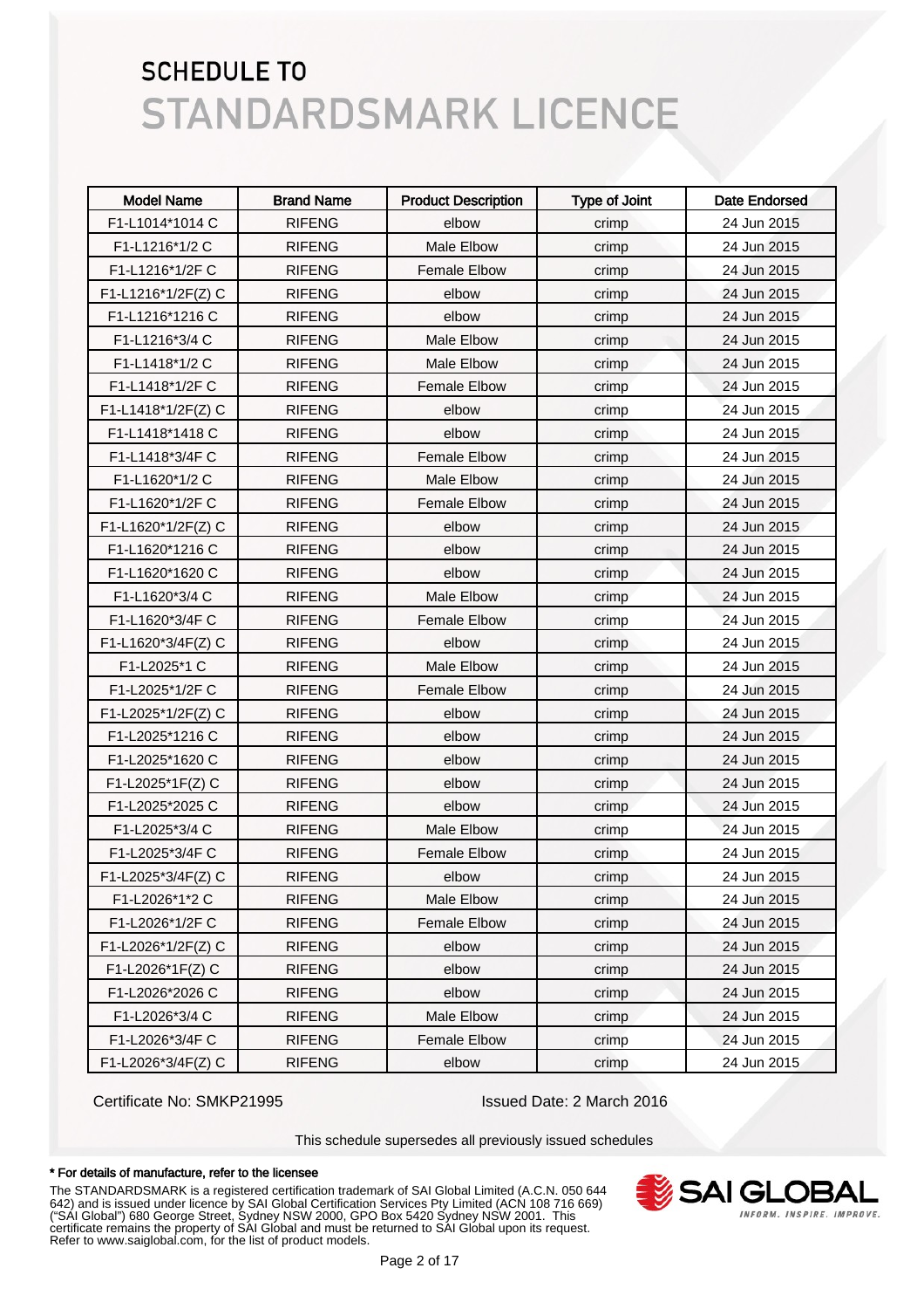# SCHEDULE TO
# STANDARDSMARK LICENCE

| Model Name | Brand Name | Product Description | Type of Joint | Date Endorsed |
|---|---|---|---|---|
| F1-L1014*1014 C | RIFENG | elbow | crimp | 24 Jun 2015 |
| F1-L1216*1/2 C | RIFENG | Male Elbow | crimp | 24 Jun 2015 |
| F1-L1216*1/2F C | RIFENG | Female Elbow | crimp | 24 Jun 2015 |
| F1-L1216*1/2F(Z) C | RIFENG | elbow | crimp | 24 Jun 2015 |
| F1-L1216*1216 C | RIFENG | elbow | crimp | 24 Jun 2015 |
| F1-L1216*3/4 C | RIFENG | Male Elbow | crimp | 24 Jun 2015 |
| F1-L1418*1/2 C | RIFENG | Male Elbow | crimp | 24 Jun 2015 |
| F1-L1418*1/2F C | RIFENG | Female Elbow | crimp | 24 Jun 2015 |
| F1-L1418*1/2F(Z) C | RIFENG | elbow | crimp | 24 Jun 2015 |
| F1-L1418*1418 C | RIFENG | elbow | crimp | 24 Jun 2015 |
| F1-L1418*3/4F C | RIFENG | Female Elbow | crimp | 24 Jun 2015 |
| F1-L1620*1/2 C | RIFENG | Male Elbow | crimp | 24 Jun 2015 |
| F1-L1620*1/2F C | RIFENG | Female Elbow | crimp | 24 Jun 2015 |
| F1-L1620*1/2F(Z) C | RIFENG | elbow | crimp | 24 Jun 2015 |
| F1-L1620*1216 C | RIFENG | elbow | crimp | 24 Jun 2015 |
| F1-L1620*1620 C | RIFENG | elbow | crimp | 24 Jun 2015 |
| F1-L1620*3/4 C | RIFENG | Male Elbow | crimp | 24 Jun 2015 |
| F1-L1620*3/4F C | RIFENG | Female Elbow | crimp | 24 Jun 2015 |
| F1-L1620*3/4F(Z) C | RIFENG | elbow | crimp | 24 Jun 2015 |
| F1-L2025*1 C | RIFENG | Male Elbow | crimp | 24 Jun 2015 |
| F1-L2025*1/2F C | RIFENG | Female Elbow | crimp | 24 Jun 2015 |
| F1-L2025*1/2F(Z) C | RIFENG | elbow | crimp | 24 Jun 2015 |
| F1-L2025*1216 C | RIFENG | elbow | crimp | 24 Jun 2015 |
| F1-L2025*1620 C | RIFENG | elbow | crimp | 24 Jun 2015 |
| F1-L2025*1F(Z) C | RIFENG | elbow | crimp | 24 Jun 2015 |
| F1-L2025*2025 C | RIFENG | elbow | crimp | 24 Jun 2015 |
| F1-L2025*3/4 C | RIFENG | Male Elbow | crimp | 24 Jun 2015 |
| F1-L2025*3/4F C | RIFENG | Female Elbow | crimp | 24 Jun 2015 |
| F1-L2025*3/4F(Z) C | RIFENG | elbow | crimp | 24 Jun 2015 |
| F1-L2026*1*2 C | RIFENG | Male Elbow | crimp | 24 Jun 2015 |
| F1-L2026*1/2F C | RIFENG | Female Elbow | crimp | 24 Jun 2015 |
| F1-L2026*1/2F(Z) C | RIFENG | elbow | crimp | 24 Jun 2015 |
| F1-L2026*1F(Z) C | RIFENG | elbow | crimp | 24 Jun 2015 |
| F1-L2026*2026 C | RIFENG | elbow | crimp | 24 Jun 2015 |
| F1-L2026*3/4 C | RIFENG | Male Elbow | crimp | 24 Jun 2015 |
| F1-L2026*3/4F C | RIFENG | Female Elbow | crimp | 24 Jun 2015 |
| F1-L2026*3/4F(Z) C | RIFENG | elbow | crimp | 24 Jun 2015 |

Certificate No: SMKP21995

Issued Date: 2 March 2016

This schedule supersedes all previously issued schedules

**\* For details of manufacture, refer to the licensee**

The STANDARDSMARK is a registered certification trademark of SAI Global Limited (A.C.N. 050 644 642) and is issued under licence by SAI Global Certification Services Pty Limited (ACN 108 716 669) ("SAI Global") 680 George Street, Sydney NSW 2000, GPO Box 5420 Sydney NSW 2001. This certificate remains the property of SAI Global and must be returned to SAI Global upon its request. Refer to www.saiglobal.com, for the list of product models.

SAI GLOBAL — INFORM. INSPIRE. IMPROVE.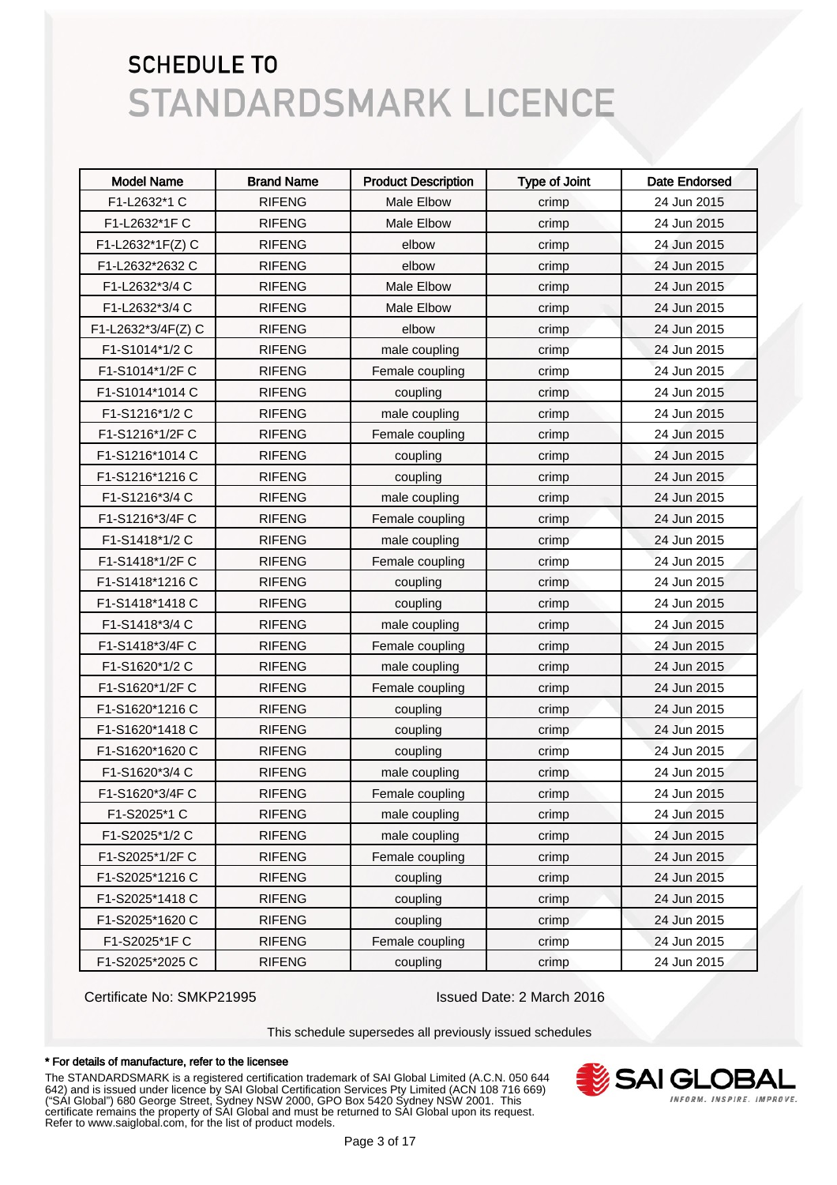# SCHEDULE TO
# STANDARDSMARK LICENCE

| Model Name | Brand Name | Product Description | Type of Joint | Date Endorsed |
|---|---|---|---|---|
| F1-L2632*1 C | RIFENG | Male Elbow | crimp | 24 Jun 2015 |
| F1-L2632*1F C | RIFENG | Male Elbow | crimp | 24 Jun 2015 |
| F1-L2632*1F(Z) C | RIFENG | elbow | crimp | 24 Jun 2015 |
| F1-L2632*2632 C | RIFENG | elbow | crimp | 24 Jun 2015 |
| F1-L2632*3/4 C | RIFENG | Male Elbow | crimp | 24 Jun 2015 |
| F1-L2632*3/4 C | RIFENG | Male Elbow | crimp | 24 Jun 2015 |
| F1-L2632*3/4F(Z) C | RIFENG | elbow | crimp | 24 Jun 2015 |
| F1-S1014*1/2 C | RIFENG | male coupling | crimp | 24 Jun 2015 |
| F1-S1014*1/2F C | RIFENG | Female coupling | crimp | 24 Jun 2015 |
| F1-S1014*1014 C | RIFENG | coupling | crimp | 24 Jun 2015 |
| F1-S1216*1/2 C | RIFENG | male coupling | crimp | 24 Jun 2015 |
| F1-S1216*1/2F C | RIFENG | Female coupling | crimp | 24 Jun 2015 |
| F1-S1216*1014 C | RIFENG | coupling | crimp | 24 Jun 2015 |
| F1-S1216*1216 C | RIFENG | coupling | crimp | 24 Jun 2015 |
| F1-S1216*3/4 C | RIFENG | male coupling | crimp | 24 Jun 2015 |
| F1-S1216*3/4F C | RIFENG | Female coupling | crimp | 24 Jun 2015 |
| F1-S1418*1/2 C | RIFENG | male coupling | crimp | 24 Jun 2015 |
| F1-S1418*1/2F C | RIFENG | Female coupling | crimp | 24 Jun 2015 |
| F1-S1418*1216 C | RIFENG | coupling | crimp | 24 Jun 2015 |
| F1-S1418*1418 C | RIFENG | coupling | crimp | 24 Jun 2015 |
| F1-S1418*3/4 C | RIFENG | male coupling | crimp | 24 Jun 2015 |
| F1-S1418*3/4F C | RIFENG | Female coupling | crimp | 24 Jun 2015 |
| F1-S1620*1/2 C | RIFENG | male coupling | crimp | 24 Jun 2015 |
| F1-S1620*1/2F C | RIFENG | Female coupling | crimp | 24 Jun 2015 |
| F1-S1620*1216 C | RIFENG | coupling | crimp | 24 Jun 2015 |
| F1-S1620*1418 C | RIFENG | coupling | crimp | 24 Jun 2015 |
| F1-S1620*1620 C | RIFENG | coupling | crimp | 24 Jun 2015 |
| F1-S1620*3/4 C | RIFENG | male coupling | crimp | 24 Jun 2015 |
| F1-S1620*3/4F C | RIFENG | Female coupling | crimp | 24 Jun 2015 |
| F1-S2025*1 C | RIFENG | male coupling | crimp | 24 Jun 2015 |
| F1-S2025*1/2 C | RIFENG | male coupling | crimp | 24 Jun 2015 |
| F1-S2025*1/2F C | RIFENG | Female coupling | crimp | 24 Jun 2015 |
| F1-S2025*1216 C | RIFENG | coupling | crimp | 24 Jun 2015 |
| F1-S2025*1418 C | RIFENG | coupling | crimp | 24 Jun 2015 |
| F1-S2025*1620 C | RIFENG | coupling | crimp | 24 Jun 2015 |
| F1-S2025*1F C | RIFENG | Female coupling | crimp | 24 Jun 2015 |
| F1-S2025*2025 C | RIFENG | coupling | crimp | 24 Jun 2015 |

Certificate No: SMKP21995 Issued Date: 2 March 2016

This schedule supersedes all previously issued schedules

**\* For details of manufacture, refer to the licensee**

The STANDARDSMARK is a registered certification trademark of SAI Global Limited (A.C.N. 050 644 642) and is issued under licence by SAI Global Certification Services Pty Limited (ACN 108 716 669) ("SAI Global") 680 George Street, Sydney NSW 2000, GPO Box 5420 Sydney NSW 2001. This certificate remains the property of SAI Global and must be returned to SAI Global upon its request. Refer to www.saiglobal.com, for the list of product models.

SAI GLOBAL
INFORM. INSPIRE. IMPROVE.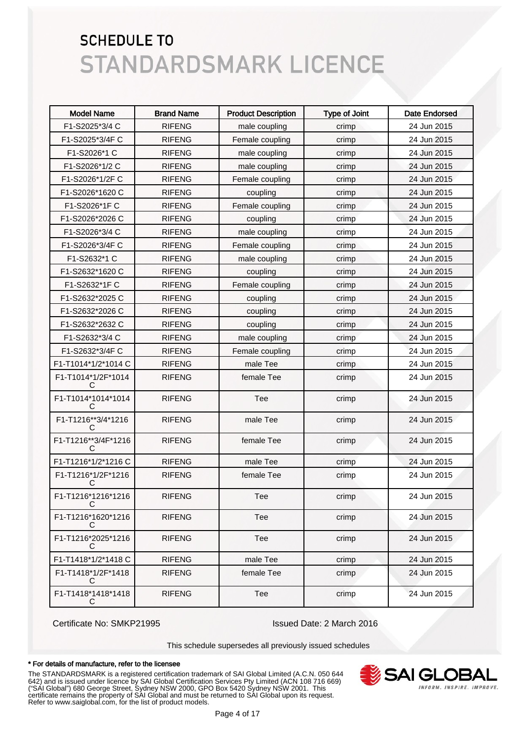# SCHEDULE TO
# STANDARDSMARK LICENCE

| Model Name | Brand Name | Product Description | Type of Joint | Date Endorsed |
|---|---|---|---|---|
| F1-S2025*3/4 C | RIFENG | male coupling | crimp | 24 Jun 2015 |
| F1-S2025*3/4F C | RIFENG | Female coupling | crimp | 24 Jun 2015 |
| F1-S2026*1 C | RIFENG | male coupling | crimp | 24 Jun 2015 |
| F1-S2026*1/2 C | RIFENG | male coupling | crimp | 24 Jun 2015 |
| F1-S2026*1/2F C | RIFENG | Female coupling | crimp | 24 Jun 2015 |
| F1-S2026*1620 C | RIFENG | coupling | crimp | 24 Jun 2015 |
| F1-S2026*1F C | RIFENG | Female coupling | crimp | 24 Jun 2015 |
| F1-S2026*2026 C | RIFENG | coupling | crimp | 24 Jun 2015 |
| F1-S2026*3/4 C | RIFENG | male coupling | crimp | 24 Jun 2015 |
| F1-S2026*3/4F C | RIFENG | Female coupling | crimp | 24 Jun 2015 |
| F1-S2632*1 C | RIFENG | male coupling | crimp | 24 Jun 2015 |
| F1-S2632*1620 C | RIFENG | coupling | crimp | 24 Jun 2015 |
| F1-S2632*1F C | RIFENG | Female coupling | crimp | 24 Jun 2015 |
| F1-S2632*2025 C | RIFENG | coupling | crimp | 24 Jun 2015 |
| F1-S2632*2026 C | RIFENG | coupling | crimp | 24 Jun 2015 |
| F1-S2632*2632 C | RIFENG | coupling | crimp | 24 Jun 2015 |
| F1-S2632*3/4 C | RIFENG | male coupling | crimp | 24 Jun 2015 |
| F1-S2632*3/4F C | RIFENG | Female coupling | crimp | 24 Jun 2015 |
| F1-T1014*1/2*1014 C | RIFENG | male Tee | crimp | 24 Jun 2015 |
| F1-T1014*1/2F*1014 C | RIFENG | female Tee | crimp | 24 Jun 2015 |
| F1-T1014*1014*1014 C | RIFENG | Tee | crimp | 24 Jun 2015 |
| F1-T1216**3/4*1216 C | RIFENG | male Tee | crimp | 24 Jun 2015 |
| F1-T1216**3/4F*1216 C | RIFENG | female Tee | crimp | 24 Jun 2015 |
| F1-T1216*1/2*1216 C | RIFENG | male Tee | crimp | 24 Jun 2015 |
| F1-T1216*1/2F*1216 C | RIFENG | female Tee | crimp | 24 Jun 2015 |
| F1-T1216*1216*1216 C | RIFENG | Tee | crimp | 24 Jun 2015 |
| F1-T1216*1620*1216 C | RIFENG | Tee | crimp | 24 Jun 2015 |
| F1-T1216*2025*1216 C | RIFENG | Tee | crimp | 24 Jun 2015 |
| F1-T1418*1/2*1418 C | RIFENG | male Tee | crimp | 24 Jun 2015 |
| F1-T1418*1/2F*1418 C | RIFENG | female Tee | crimp | 24 Jun 2015 |
| F1-T1418*1418*1418 C | RIFENG | Tee | crimp | 24 Jun 2015 |

Certificate No: SMKP21995 Issued Date: 2 March 2016

This schedule supersedes all previously issued schedules

**\* For details of manufacture, refer to the licensee**

The STANDARDSMARK is a registered certification trademark of SAI Global Limited (A.C.N. 050 644 642) and is issued under licence by SAI Global Certification Services Pty Limited (ACN 108 716 669) ("SAI Global") 680 George Street, Sydney NSW 2000, GPO Box 5420 Sydney NSW 2001. This certificate remains the property of SAI Global and must be returned to SAI Global upon its request. Refer to www.saiglobal.com, for the list of product models.

SAI GLOBAL
INFORM. INSPIRE. IMPROVE.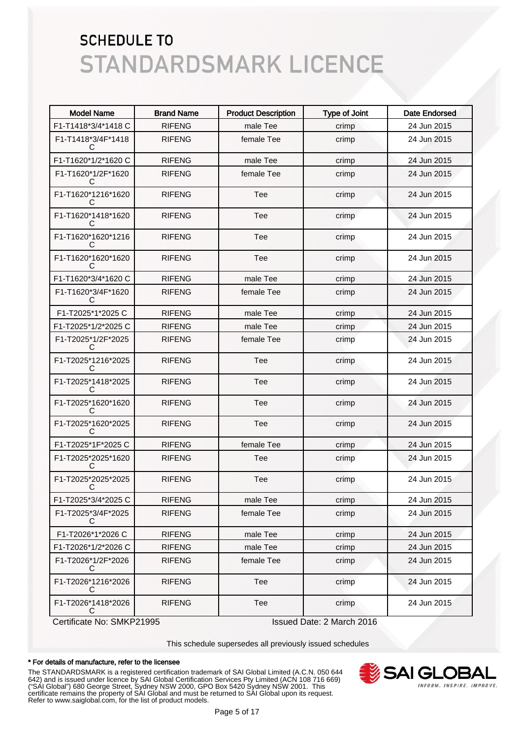# SCHEDULE TO
# STANDARDSMARK LICENCE

| Model Name | Brand Name | Product Description | Type of Joint | Date Endorsed |
|---|---|---|---|---|
| F1-T1418*3/4*1418 C | RIFENG | male Tee | crimp | 24 Jun 2015 |
| F1-T1418*3/4F*1418 C | RIFENG | female Tee | crimp | 24 Jun 2015 |
| F1-T1620*1/2*1620 C | RIFENG | male Tee | crimp | 24 Jun 2015 |
| F1-T1620*1/2F*1620 C | RIFENG | female Tee | crimp | 24 Jun 2015 |
| F1-T1620*1216*1620 C | RIFENG | Tee | crimp | 24 Jun 2015 |
| F1-T1620*1418*1620 C | RIFENG | Tee | crimp | 24 Jun 2015 |
| F1-T1620*1620*1216 C | RIFENG | Tee | crimp | 24 Jun 2015 |
| F1-T1620*1620*1620 C | RIFENG | Tee | crimp | 24 Jun 2015 |
| F1-T1620*3/4*1620 C | RIFENG | male Tee | crimp | 24 Jun 2015 |
| F1-T1620*3/4F*1620 C | RIFENG | female Tee | crimp | 24 Jun 2015 |
| F1-T2025*1*2025 C | RIFENG | male Tee | crimp | 24 Jun 2015 |
| F1-T2025*1/2*2025 C | RIFENG | male Tee | crimp | 24 Jun 2015 |
| F1-T2025*1/2F*2025 C | RIFENG | female Tee | crimp | 24 Jun 2015 |
| F1-T2025*1216*2025 C | RIFENG | Tee | crimp | 24 Jun 2015 |
| F1-T2025*1418*2025 C | RIFENG | Tee | crimp | 24 Jun 2015 |
| F1-T2025*1620*1620 C | RIFENG | Tee | crimp | 24 Jun 2015 |
| F1-T2025*1620*2025 C | RIFENG | Tee | crimp | 24 Jun 2015 |
| F1-T2025*1F*2025 C | RIFENG | female Tee | crimp | 24 Jun 2015 |
| F1-T2025*2025*1620 C | RIFENG | Tee | crimp | 24 Jun 2015 |
| F1-T2025*2025*2025 C | RIFENG | Tee | crimp | 24 Jun 2015 |
| F1-T2025*3/4*2025 C | RIFENG | male Tee | crimp | 24 Jun 2015 |
| F1-T2025*3/4F*2025 C | RIFENG | female Tee | crimp | 24 Jun 2015 |
| F1-T2026*1*2026 C | RIFENG | male Tee | crimp | 24 Jun 2015 |
| F1-T2026*1/2*2026 C | RIFENG | male Tee | crimp | 24 Jun 2015 |
| F1-T2026*1/2F*2026 C | RIFENG | female Tee | crimp | 24 Jun 2015 |
| F1-T2026*1216*2026 C | RIFENG | Tee | crimp | 24 Jun 2015 |
| F1-T2026*1418*2026 C | RIFENG | Tee | crimp | 24 Jun 2015 |

Certificate No: SMKP21995

Issued Date: 2 March 2016

This schedule supersedes all previously issued schedules

**\* For details of manufacture, refer to the licensee**

The STANDARDSMARK is a registered certification trademark of SAI Global Limited (A.C.N. 050 644 642) and is issued under licence by SAI Global Certification Services Pty Limited (ACN 108 716 669) ("SAI Global") 680 George Street, Sydney NSW 2000, GPO Box 5420 Sydney NSW 2001. This certificate remains the property of SAI Global and must be returned to SAI Global upon its request. Refer to www.saiglobal.com, for the list of product models.

SAI GLOBAL
INFORM. INSPIRE. IMPROVE.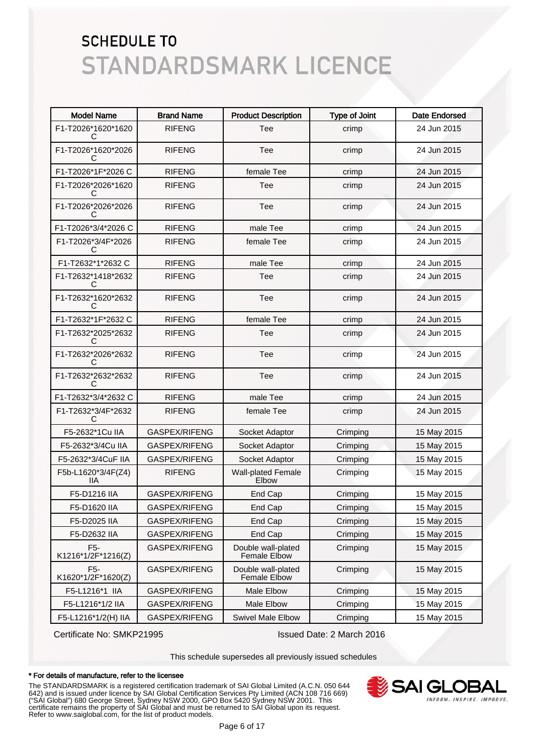# SCHEDULE TO
# STANDARDSMARK LICENCE

| Model Name | Brand Name | Product Description | Type of Joint | Date Endorsed |
|---|---|---|---|---|
| F1-T2026*1620*1620 C | RIFENG | Tee | crimp | 24 Jun 2015 |
| F1-T2026*1620*2026 C | RIFENG | Tee | crimp | 24 Jun 2015 |
| F1-T2026*1F*2026 C | RIFENG | female Tee | crimp | 24 Jun 2015 |
| F1-T2026*2026*1620 C | RIFENG | Tee | crimp | 24 Jun 2015 |
| F1-T2026*2026*2026 C | RIFENG | Tee | crimp | 24 Jun 2015 |
| F1-T2026*3/4*2026 C | RIFENG | male Tee | crimp | 24 Jun 2015 |
| F1-T2026*3/4F*2026 C | RIFENG | female Tee | crimp | 24 Jun 2015 |
| F1-T2632*1*2632 C | RIFENG | male Tee | crimp | 24 Jun 2015 |
| F1-T2632*1418*2632 C | RIFENG | Tee | crimp | 24 Jun 2015 |
| F1-T2632*1620*2632 C | RIFENG | Tee | crimp | 24 Jun 2015 |
| F1-T2632*1F*2632 C | RIFENG | female Tee | crimp | 24 Jun 2015 |
| F1-T2632*2025*2632 C | RIFENG | Tee | crimp | 24 Jun 2015 |
| F1-T2632*2026*2632 C | RIFENG | Tee | crimp | 24 Jun 2015 |
| F1-T2632*2632*2632 C | RIFENG | Tee | crimp | 24 Jun 2015 |
| F1-T2632*3/4*2632 C | RIFENG | male Tee | crimp | 24 Jun 2015 |
| F1-T2632*3/4F*2632 C | RIFENG | female Tee | crimp | 24 Jun 2015 |
| F5-2632*1Cu IIA | GASPEX/RIFENG | Socket Adaptor | Crimping | 15 May 2015 |
| F5-2632*3/4Cu IIA | GASPEX/RIFENG | Socket Adaptor | Crimping | 15 May 2015 |
| F5-2632*3/4CuF IIA | GASPEX/RIFENG | Socket Adaptor | Crimping | 15 May 2015 |
| F5b-L1620*3/4F(Z4) IIA | RIFENG | Wall-plated Female Elbow | Crimping | 15 May 2015 |
| F5-D1216 IIA | GASPEX/RIFENG | End Cap | Crimping | 15 May 2015 |
| F5-D1620 IIA | GASPEX/RIFENG | End Cap | Crimping | 15 May 2015 |
| F5-D2025 IIA | GASPEX/RIFENG | End Cap | Crimping | 15 May 2015 |
| F5-D2632 IIA | GASPEX/RIFENG | End Cap | Crimping | 15 May 2015 |
| F5-K1216*1/2F*1216(Z) | GASPEX/RIFENG | Double wall-plated Female Elbow | Crimping | 15 May 2015 |
| F5-K1620*1/2F*1620(Z) | GASPEX/RIFENG | Double wall-plated Female Elbow | Crimping | 15 May 2015 |
| F5-L1216*1 IIA | GASPEX/RIFENG | Male Elbow | Crimping | 15 May 2015 |
| F5-L1216*1/2 IIA | GASPEX/RIFENG | Male Elbow | Crimping | 15 May 2015 |
| F5-L1216*1/2(H) IIA | GASPEX/RIFENG | Swivel Male Elbow | Crimping | 15 May 2015 |

Certificate No: SMKP21995    Issued Date: 2 March 2016

This schedule supersedes all previously issued schedules

**\* For details of manufacture, refer to the licensee**

The STANDARDSMARK is a registered certification trademark of SAI Global Limited (A.C.N. 050 644 642) and is issued under licence by SAI Global Certification Services Pty Limited (ACN 108 716 669) ("SAI Global") 680 George Street, Sydney NSW 2000, GPO Box 5420 Sydney NSW 2001. This certificate remains the property of SAI Global and must be returned to SAI Global upon its request. Refer to www.saiglobal.com, for the list of product models.

SAI GLOBAL
INFORM. INSPIRE. IMPROVE.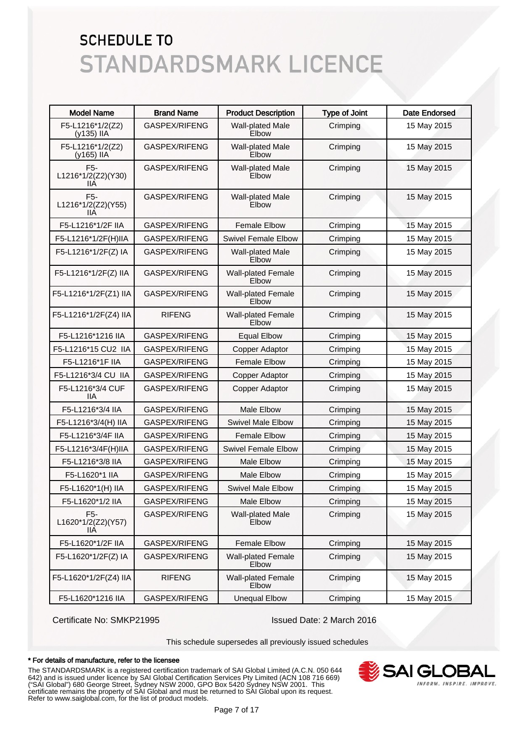# SCHEDULE TO
# STANDARDSMARK LICENCE

| Model Name | Brand Name | Product Description | Type of Joint | Date Endorsed |
|---|---|---|---|---|
| F5-L1216*1/2(Z2) (y135) IIA | GASPEX/RIFENG | Wall-plated Male Elbow | Crimping | 15 May 2015 |
| F5-L1216*1/2(Z2) (y165) IIA | GASPEX/RIFENG | Wall-plated Male Elbow | Crimping | 15 May 2015 |
| F5-L1216*1/2(Z2)(Y30) IIA | GASPEX/RIFENG | Wall-plated Male Elbow | Crimping | 15 May 2015 |
| F5-L1216*1/2(Z2)(Y55) IIA | GASPEX/RIFENG | Wall-plated Male Elbow | Crimping | 15 May 2015 |
| F5-L1216*1/2F IIA | GASPEX/RIFENG | Female Elbow | Crimping | 15 May 2015 |
| F5-L1216*1/2F(H)IIA | GASPEX/RIFENG | Swivel Female Elbow | Crimping | 15 May 2015 |
| F5-L1216*1/2F(Z) IA | GASPEX/RIFENG | Wall-plated Male Elbow | Crimping | 15 May 2015 |
| F5-L1216*1/2F(Z) IIA | GASPEX/RIFENG | Wall-plated Female Elbow | Crimping | 15 May 2015 |
| F5-L1216*1/2F(Z1) IIA | GASPEX/RIFENG | Wall-plated Female Elbow | Crimping | 15 May 2015 |
| F5-L1216*1/2F(Z4) IIA | RIFENG | Wall-plated Female Elbow | Crimping | 15 May 2015 |
| F5-L1216*1216 IIA | GASPEX/RIFENG | Equal Elbow | Crimping | 15 May 2015 |
| F5-L1216*15 CU2 IIA | GASPEX/RIFENG | Copper Adaptor | Crimping | 15 May 2015 |
| F5-L1216*1F IIA | GASPEX/RIFENG | Female Elbow | Crimping | 15 May 2015 |
| F5-L1216*3/4 CU IIA | GASPEX/RIFENG | Copper Adaptor | Crimping | 15 May 2015 |
| F5-L1216*3/4 CUF IIA | GASPEX/RIFENG | Copper Adaptor | Crimping | 15 May 2015 |
| F5-L1216*3/4 IIA | GASPEX/RIFENG | Male Elbow | Crimping | 15 May 2015 |
| F5-L1216*3/4(H) IIA | GASPEX/RIFENG | Swivel Male Elbow | Crimping | 15 May 2015 |
| F5-L1216*3/4F IIA | GASPEX/RIFENG | Female Elbow | Crimping | 15 May 2015 |
| F5-L1216*3/4F(H)IIA | GASPEX/RIFENG | Swivel Female Elbow | Crimping | 15 May 2015 |
| F5-L1216*3/8 IIA | GASPEX/RIFENG | Male Elbow | Crimping | 15 May 2015 |
| F5-L1620*1 IIA | GASPEX/RIFENG | Male Elbow | Crimping | 15 May 2015 |
| F5-L1620*1(H) IIA | GASPEX/RIFENG | Swivel Male Elbow | Crimping | 15 May 2015 |
| F5-L1620*1/2 IIA | GASPEX/RIFENG | Male Elbow | Crimping | 15 May 2015 |
| F5-L1620*1/2(Z2)(Y57) IIA | GASPEX/RIFENG | Wall-plated Male Elbow | Crimping | 15 May 2015 |
| F5-L1620*1/2F IIA | GASPEX/RIFENG | Female Elbow | Crimping | 15 May 2015 |
| F5-L1620*1/2F(Z) IA | GASPEX/RIFENG | Wall-plated Female Elbow | Crimping | 15 May 2015 |
| F5-L1620*1/2F(Z4) IIA | RIFENG | Wall-plated Female Elbow | Crimping | 15 May 2015 |
| F5-L1620*1216 IIA | GASPEX/RIFENG | Unequal Elbow | Crimping | 15 May 2015 |

Certificate No: SMKP21995

Issued Date: 2 March 2016

This schedule supersedes all previously issued schedules

**\* For details of manufacture, refer to the licensee**

The STANDARDSMARK is a registered certification trademark of SAI Global Limited (A.C.N. 050 644 642) and is issued under licence by SAI Global Certification Services Pty Limited (ACN 108 716 669) ("SAI Global") 680 George Street, Sydney NSW 2000, GPO Box 5420 Sydney NSW 2001. This certificate remains the property of SAI Global and must be returned to SAI Global upon its request. Refer to www.saiglobal.com, for the list of product models.

SAI GLOBAL
INFORM. INSPIRE. IMPROVE.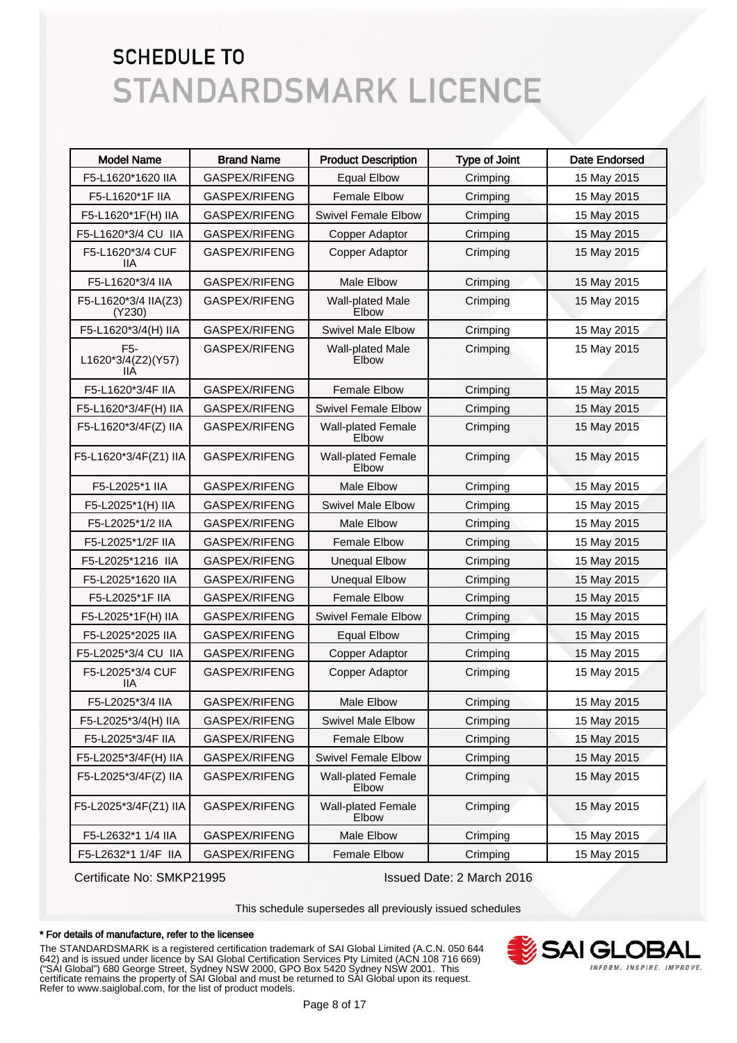# SCHEDULE TO
# STANDARDSMARK LICENCE

| Model Name | Brand Name | Product Description | Type of Joint | Date Endorsed |
|---|---|---|---|---|
| F5-L1620*1620 IIA | GASPEX/RIFENG | Equal Elbow | Crimping | 15 May 2015 |
| F5-L1620*1F IIA | GASPEX/RIFENG | Female Elbow | Crimping | 15 May 2015 |
| F5-L1620*1F(H) IIA | GASPEX/RIFENG | Swivel Female Elbow | Crimping | 15 May 2015 |
| F5-L1620*3/4 CU IIA | GASPEX/RIFENG | Copper Adaptor | Crimping | 15 May 2015 |
| F5-L1620*3/4 CUF IIA | GASPEX/RIFENG | Copper Adaptor | Crimping | 15 May 2015 |
| F5-L1620*3/4 IIA | GASPEX/RIFENG | Male Elbow | Crimping | 15 May 2015 |
| F5-L1620*3/4 IIA(Z3)(Y230) | GASPEX/RIFENG | Wall-plated Male Elbow | Crimping | 15 May 2015 |
| F5-L1620*3/4(H) IIA | GASPEX/RIFENG | Swivel Male Elbow | Crimping | 15 May 2015 |
| F5-L1620*3/4(Z2)(Y57) IIA | GASPEX/RIFENG | Wall-plated Male Elbow | Crimping | 15 May 2015 |
| F5-L1620*3/4F IIA | GASPEX/RIFENG | Female Elbow | Crimping | 15 May 2015 |
| F5-L1620*3/4F(H) IIA | GASPEX/RIFENG | Swivel Female Elbow | Crimping | 15 May 2015 |
| F5-L1620*3/4F(Z) IIA | GASPEX/RIFENG | Wall-plated Female Elbow | Crimping | 15 May 2015 |
| F5-L1620*3/4F(Z1) IIA | GASPEX/RIFENG | Wall-plated Female Elbow | Crimping | 15 May 2015 |
| F5-L2025*1 IIA | GASPEX/RIFENG | Male Elbow | Crimping | 15 May 2015 |
| F5-L2025*1(H) IIA | GASPEX/RIFENG | Swivel Male Elbow | Crimping | 15 May 2015 |
| F5-L2025*1/2 IIA | GASPEX/RIFENG | Male Elbow | Crimping | 15 May 2015 |
| F5-L2025*1/2F IIA | GASPEX/RIFENG | Female Elbow | Crimping | 15 May 2015 |
| F5-L2025*1216 IIA | GASPEX/RIFENG | Unequal Elbow | Crimping | 15 May 2015 |
| F5-L2025*1620 IIA | GASPEX/RIFENG | Unequal Elbow | Crimping | 15 May 2015 |
| F5-L2025*1F IIA | GASPEX/RIFENG | Female Elbow | Crimping | 15 May 2015 |
| F5-L2025*1F(H) IIA | GASPEX/RIFENG | Swivel Female Elbow | Crimping | 15 May 2015 |
| F5-L2025*2025 IIA | GASPEX/RIFENG | Equal Elbow | Crimping | 15 May 2015 |
| F5-L2025*3/4 CU IIA | GASPEX/RIFENG | Copper Adaptor | Crimping | 15 May 2015 |
| F5-L2025*3/4 CUF IIA | GASPEX/RIFENG | Copper Adaptor | Crimping | 15 May 2015 |
| F5-L2025*3/4 IIA | GASPEX/RIFENG | Male Elbow | Crimping | 15 May 2015 |
| F5-L2025*3/4(H) IIA | GASPEX/RIFENG | Swivel Male Elbow | Crimping | 15 May 2015 |
| F5-L2025*3/4F IIA | GASPEX/RIFENG | Female Elbow | Crimping | 15 May 2015 |
| F5-L2025*3/4F(H) IIA | GASPEX/RIFENG | Swivel Female Elbow | Crimping | 15 May 2015 |
| F5-L2025*3/4F(Z) IIA | GASPEX/RIFENG | Wall-plated Female Elbow | Crimping | 15 May 2015 |
| F5-L2025*3/4F(Z1) IIA | GASPEX/RIFENG | Wall-plated Female Elbow | Crimping | 15 May 2015 |
| F5-L2632*1 1/4 IIA | GASPEX/RIFENG | Male Elbow | Crimping | 15 May 2015 |
| F5-L2632*1 1/4F IIA | GASPEX/RIFENG | Female Elbow | Crimping | 15 May 2015 |

Certificate No: SMKP21995 Issued Date: 2 March 2016

This schedule supersedes all previously issued schedules

**\* For details of manufacture, refer to the licensee**

The STANDARDSMARK is a registered certification trademark of SAI Global Limited (A.C.N. 050 644 642) and is issued under licence by SAI Global Certification Services Pty Limited (ACN 108 716 669) ("SAI Global") 680 George Street, Sydney NSW 2000, GPO Box 5420 Sydney NSW 2001. This certificate remains the property of SAI Global and must be returned to SAI Global upon its request. Refer to www.saiglobal.com, for the list of product models.

SAI GLOBAL
INFORM. INSPIRE. IMPROVE.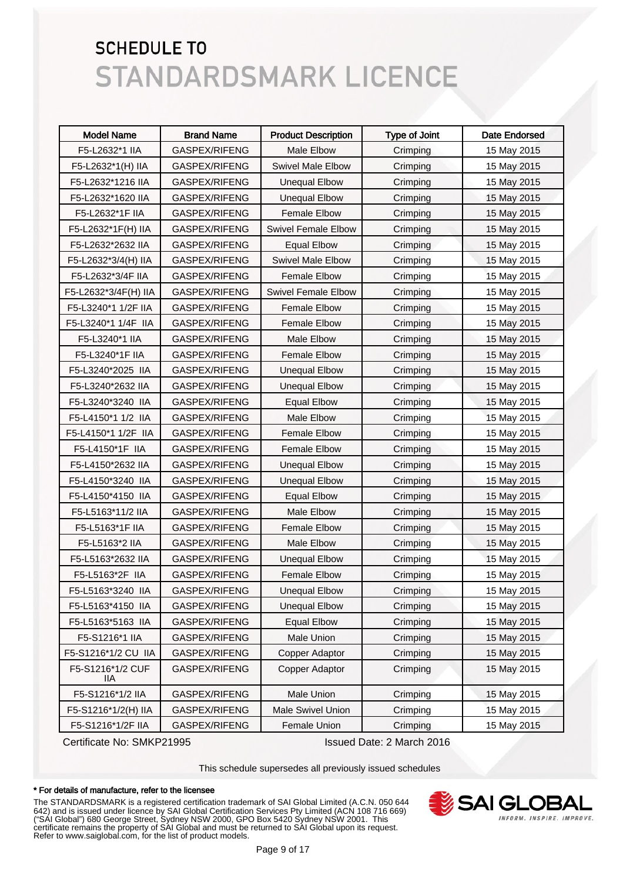# SCHEDULE TO
# STANDARDSMARK LICENCE

| Model Name | Brand Name | Product Description | Type of Joint | Date Endorsed |
|---|---|---|---|---|
| F5-L2632*1 IIA | GASPEX/RIFENG | Male Elbow | Crimping | 15 May 2015 |
| F5-L2632*1(H) IIA | GASPEX/RIFENG | Swivel Male Elbow | Crimping | 15 May 2015 |
| F5-L2632*1216 IIA | GASPEX/RIFENG | Unequal Elbow | Crimping | 15 May 2015 |
| F5-L2632*1620 IIA | GASPEX/RIFENG | Unequal Elbow | Crimping | 15 May 2015 |
| F5-L2632*1F IIA | GASPEX/RIFENG | Female Elbow | Crimping | 15 May 2015 |
| F5-L2632*1F(H) IIA | GASPEX/RIFENG | Swivel Female Elbow | Crimping | 15 May 2015 |
| F5-L2632*2632 IIA | GASPEX/RIFENG | Equal Elbow | Crimping | 15 May 2015 |
| F5-L2632*3/4(H) IIA | GASPEX/RIFENG | Swivel Male Elbow | Crimping | 15 May 2015 |
| F5-L2632*3/4F IIA | GASPEX/RIFENG | Female Elbow | Crimping | 15 May 2015 |
| F5-L2632*3/4F(H) IIA | GASPEX/RIFENG | Swivel Female Elbow | Crimping | 15 May 2015 |
| F5-L3240*1 1/2F IIA | GASPEX/RIFENG | Female Elbow | Crimping | 15 May 2015 |
| F5-L3240*1 1/4F IIA | GASPEX/RIFENG | Female Elbow | Crimping | 15 May 2015 |
| F5-L3240*1 IIA | GASPEX/RIFENG | Male Elbow | Crimping | 15 May 2015 |
| F5-L3240*1F IIA | GASPEX/RIFENG | Female Elbow | Crimping | 15 May 2015 |
| F5-L3240*2025 IIA | GASPEX/RIFENG | Unequal Elbow | Crimping | 15 May 2015 |
| F5-L3240*2632 IIA | GASPEX/RIFENG | Unequal Elbow | Crimping | 15 May 2015 |
| F5-L3240*3240 IIA | GASPEX/RIFENG | Equal Elbow | Crimping | 15 May 2015 |
| F5-L4150*1 1/2 IIA | GASPEX/RIFENG | Male Elbow | Crimping | 15 May 2015 |
| F5-L4150*1 1/2F IIA | GASPEX/RIFENG | Female Elbow | Crimping | 15 May 2015 |
| F5-L4150*1F IIA | GASPEX/RIFENG | Female Elbow | Crimping | 15 May 2015 |
| F5-L4150*2632 IIA | GASPEX/RIFENG | Unequal Elbow | Crimping | 15 May 2015 |
| F5-L4150*3240 IIA | GASPEX/RIFENG | Unequal Elbow | Crimping | 15 May 2015 |
| F5-L4150*4150 IIA | GASPEX/RIFENG | Equal Elbow | Crimping | 15 May 2015 |
| F5-L5163*11/2 IIA | GASPEX/RIFENG | Male Elbow | Crimping | 15 May 2015 |
| F5-L5163*1F IIA | GASPEX/RIFENG | Female Elbow | Crimping | 15 May 2015 |
| F5-L5163*2 IIA | GASPEX/RIFENG | Male Elbow | Crimping | 15 May 2015 |
| F5-L5163*2632 IIA | GASPEX/RIFENG | Unequal Elbow | Crimping | 15 May 2015 |
| F5-L5163*2F IIA | GASPEX/RIFENG | Female Elbow | Crimping | 15 May 2015 |
| F5-L5163*3240 IIA | GASPEX/RIFENG | Unequal Elbow | Crimping | 15 May 2015 |
| F5-L5163*4150 IIA | GASPEX/RIFENG | Unequal Elbow | Crimping | 15 May 2015 |
| F5-L5163*5163 IIA | GASPEX/RIFENG | Equal Elbow | Crimping | 15 May 2015 |
| F5-S1216*1 IIA | GASPEX/RIFENG | Male Union | Crimping | 15 May 2015 |
| F5-S1216*1/2 CU IIA | GASPEX/RIFENG | Copper Adaptor | Crimping | 15 May 2015 |
| F5-S1216*1/2 CUF IIA | GASPEX/RIFENG | Copper Adaptor | Crimping | 15 May 2015 |
| F5-S1216*1/2 IIA | GASPEX/RIFENG | Male Union | Crimping | 15 May 2015 |
| F5-S1216*1/2(H) IIA | GASPEX/RIFENG | Male Swivel Union | Crimping | 15 May 2015 |
| F5-S1216*1/2F IIA | GASPEX/RIFENG | Female Union | Crimping | 15 May 2015 |

Certificate No: SMKP21995 Issued Date: 2 March 2016

This schedule supersedes all previously issued schedules

**\* For details of manufacture, refer to the licensee**

The STANDARDSMARK is a registered certification trademark of SAI Global Limited (A.C.N. 050 644 642) and is issued under licence by SAI Global Certification Services Pty Limited (ACN 108 716 669) ("SAI Global") 680 George Street, Sydney NSW 2000, GPO Box 5420 Sydney NSW 2001. This certificate remains the property of SAI Global and must be returned to SAI Global upon its request. Refer to www.saiglobal.com, for the list of product models.

SAI GLOBAL
INFORM. INSPIRE. IMPROVE.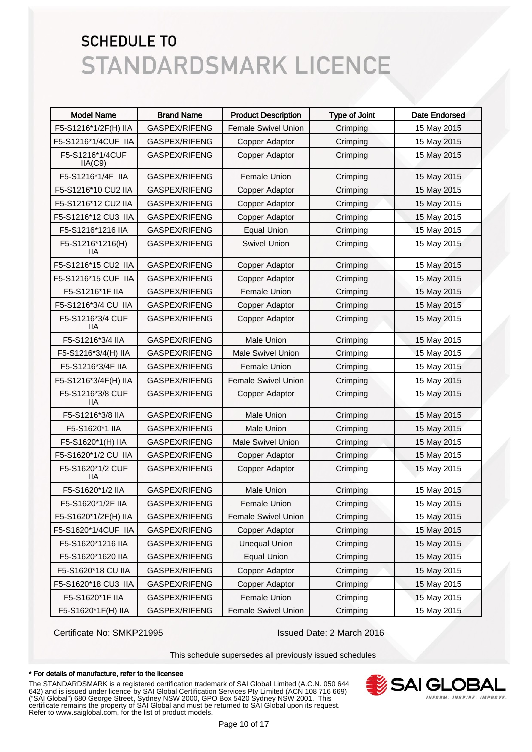# SCHEDULE TO
# STANDARDSMARK LICENCE

| Model Name | Brand Name | Product Description | Type of Joint | Date Endorsed |
|---|---|---|---|---|
| F5-S1216*1/2F(H) IIA | GASPEX/RIFENG | Female Swivel Union | Crimping | 15 May 2015 |
| F5-S1216*1/4CUF IIA | GASPEX/RIFENG | Copper Adaptor | Crimping | 15 May 2015 |
| F5-S1216*1/4CUF IIA(C9) | GASPEX/RIFENG | Copper Adaptor | Crimping | 15 May 2015 |
| F5-S1216*1/4F IIA | GASPEX/RIFENG | Female Union | Crimping | 15 May 2015 |
| F5-S1216*10 CU2 IIA | GASPEX/RIFENG | Copper Adaptor | Crimping | 15 May 2015 |
| F5-S1216*12 CU2 IIA | GASPEX/RIFENG | Copper Adaptor | Crimping | 15 May 2015 |
| F5-S1216*12 CU3 IIA | GASPEX/RIFENG | Copper Adaptor | Crimping | 15 May 2015 |
| F5-S1216*1216 IIA | GASPEX/RIFENG | Equal Union | Crimping | 15 May 2015 |
| F5-S1216*1216(H) IIA | GASPEX/RIFENG | Swivel Union | Crimping | 15 May 2015 |
| F5-S1216*15 CU2 IIA | GASPEX/RIFENG | Copper Adaptor | Crimping | 15 May 2015 |
| F5-S1216*15 CUF IIA | GASPEX/RIFENG | Copper Adaptor | Crimping | 15 May 2015 |
| F5-S1216*1F IIA | GASPEX/RIFENG | Female Union | Crimping | 15 May 2015 |
| F5-S1216*3/4 CU IIA | GASPEX/RIFENG | Copper Adaptor | Crimping | 15 May 2015 |
| F5-S1216*3/4 CUF IIA | GASPEX/RIFENG | Copper Adaptor | Crimping | 15 May 2015 |
| F5-S1216*3/4 IIA | GASPEX/RIFENG | Male Union | Crimping | 15 May 2015 |
| F5-S1216*3/4(H) IIA | GASPEX/RIFENG | Male Swivel Union | Crimping | 15 May 2015 |
| F5-S1216*3/4F IIA | GASPEX/RIFENG | Female Union | Crimping | 15 May 2015 |
| F5-S1216*3/4F(H) IIA | GASPEX/RIFENG | Female Swivel Union | Crimping | 15 May 2015 |
| F5-S1216*3/8 CUF IIA | GASPEX/RIFENG | Copper Adaptor | Crimping | 15 May 2015 |
| F5-S1216*3/8 IIA | GASPEX/RIFENG | Male Union | Crimping | 15 May 2015 |
| F5-S1620*1 IIA | GASPEX/RIFENG | Male Union | Crimping | 15 May 2015 |
| F5-S1620*1(H) IIA | GASPEX/RIFENG | Male Swivel Union | Crimping | 15 May 2015 |
| F5-S1620*1/2 CU IIA | GASPEX/RIFENG | Copper Adaptor | Crimping | 15 May 2015 |
| F5-S1620*1/2 CUF IIA | GASPEX/RIFENG | Copper Adaptor | Crimping | 15 May 2015 |
| F5-S1620*1/2 IIA | GASPEX/RIFENG | Male Union | Crimping | 15 May 2015 |
| F5-S1620*1/2F IIA | GASPEX/RIFENG | Female Union | Crimping | 15 May 2015 |
| F5-S1620*1/2F(H) IIA | GASPEX/RIFENG | Female Swivel Union | Crimping | 15 May 2015 |
| F5-S1620*1/4CUF IIA | GASPEX/RIFENG | Copper Adaptor | Crimping | 15 May 2015 |
| F5-S1620*1216 IIA | GASPEX/RIFENG | Unequal Union | Crimping | 15 May 2015 |
| F5-S1620*1620 IIA | GASPEX/RIFENG | Equal Union | Crimping | 15 May 2015 |
| F5-S1620*18 CU IIA | GASPEX/RIFENG | Copper Adaptor | Crimping | 15 May 2015 |
| F5-S1620*18 CU3 IIA | GASPEX/RIFENG | Copper Adaptor | Crimping | 15 May 2015 |
| F5-S1620*1F IIA | GASPEX/RIFENG | Female Union | Crimping | 15 May 2015 |
| F5-S1620*1F(H) IIA | GASPEX/RIFENG | Female Swivel Union | Crimping | 15 May 2015 |

Certificate No: SMKP21995

Issued Date: 2 March 2016

This schedule supersedes all previously issued schedules

**\* For details of manufacture, refer to the licensee**

The STANDARDSMARK is a registered certification trademark of SAI Global Limited (A.C.N. 050 644 642) and is issued under licence by SAI Global Certification Services Pty Limited (ACN 108 716 669) ("SAI Global") 680 George Street, Sydney NSW 2000, GPO Box 5420 Sydney NSW 2001. This certificate remains the property of SAI Global and must be returned to SAI Global upon its request. Refer to www.saiglobal.com, for the list of product models.

SAI GLOBAL
INFORM. INSPIRE. IMPROVE.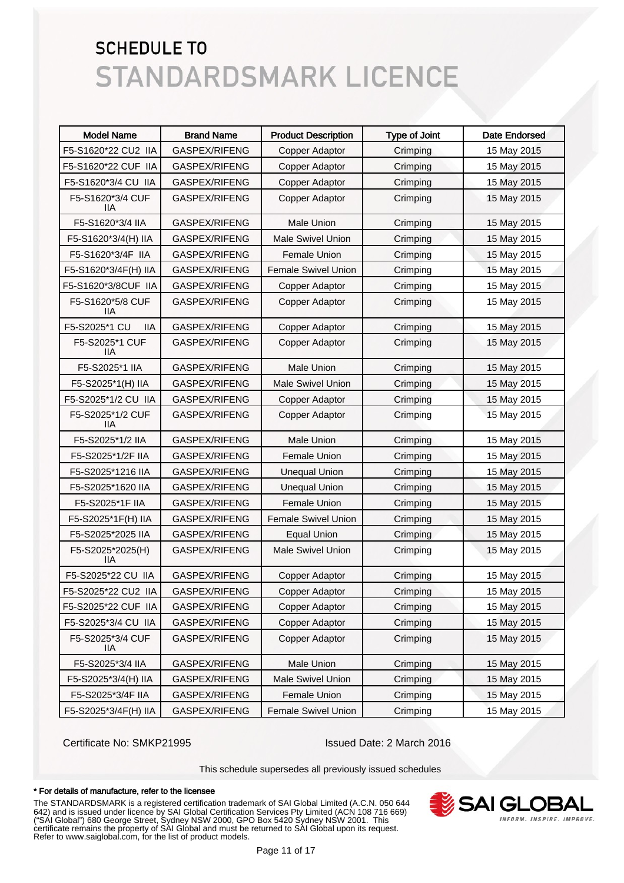# SCHEDULE TO
# STANDARDSMARK LICENCE

| Model Name | Brand Name | Product Description | Type of Joint | Date Endorsed |
|---|---|---|---|---|
| F5-S1620*22 CU2 IIA | GASPEX/RIFENG | Copper Adaptor | Crimping | 15 May 2015 |
| F5-S1620*22 CUF IIA | GASPEX/RIFENG | Copper Adaptor | Crimping | 15 May 2015 |
| F5-S1620*3/4 CU IIA | GASPEX/RIFENG | Copper Adaptor | Crimping | 15 May 2015 |
| F5-S1620*3/4 CUF IIA | GASPEX/RIFENG | Copper Adaptor | Crimping | 15 May 2015 |
| F5-S1620*3/4 IIA | GASPEX/RIFENG | Male Union | Crimping | 15 May 2015 |
| F5-S1620*3/4(H) IIA | GASPEX/RIFENG | Male Swivel Union | Crimping | 15 May 2015 |
| F5-S1620*3/4F IIA | GASPEX/RIFENG | Female Union | Crimping | 15 May 2015 |
| F5-S1620*3/4F(H) IIA | GASPEX/RIFENG | Female Swivel Union | Crimping | 15 May 2015 |
| F5-S1620*3/8CUF IIA | GASPEX/RIFENG | Copper Adaptor | Crimping | 15 May 2015 |
| F5-S1620*5/8 CUF IIA | GASPEX/RIFENG | Copper Adaptor | Crimping | 15 May 2015 |
| F5-S2025*1 CU IIA | GASPEX/RIFENG | Copper Adaptor | Crimping | 15 May 2015 |
| F5-S2025*1 CUF IIA | GASPEX/RIFENG | Copper Adaptor | Crimping | 15 May 2015 |
| F5-S2025*1 IIA | GASPEX/RIFENG | Male Union | Crimping | 15 May 2015 |
| F5-S2025*1(H) IIA | GASPEX/RIFENG | Male Swivel Union | Crimping | 15 May 2015 |
| F5-S2025*1/2 CU IIA | GASPEX/RIFENG | Copper Adaptor | Crimping | 15 May 2015 |
| F5-S2025*1/2 CUF IIA | GASPEX/RIFENG | Copper Adaptor | Crimping | 15 May 2015 |
| F5-S2025*1/2 IIA | GASPEX/RIFENG | Male Union | Crimping | 15 May 2015 |
| F5-S2025*1/2F IIA | GASPEX/RIFENG | Female Union | Crimping | 15 May 2015 |
| F5-S2025*1216 IIA | GASPEX/RIFENG | Unequal Union | Crimping | 15 May 2015 |
| F5-S2025*1620 IIA | GASPEX/RIFENG | Unequal Union | Crimping | 15 May 2015 |
| F5-S2025*1F IIA | GASPEX/RIFENG | Female Union | Crimping | 15 May 2015 |
| F5-S2025*1F(H) IIA | GASPEX/RIFENG | Female Swivel Union | Crimping | 15 May 2015 |
| F5-S2025*2025 IIA | GASPEX/RIFENG | Equal Union | Crimping | 15 May 2015 |
| F5-S2025*2025(H) IIA | GASPEX/RIFENG | Male Swivel Union | Crimping | 15 May 2015 |
| F5-S2025*22 CU IIA | GASPEX/RIFENG | Copper Adaptor | Crimping | 15 May 2015 |
| F5-S2025*22 CU2 IIA | GASPEX/RIFENG | Copper Adaptor | Crimping | 15 May 2015 |
| F5-S2025*22 CUF IIA | GASPEX/RIFENG | Copper Adaptor | Crimping | 15 May 2015 |
| F5-S2025*3/4 CU IIA | GASPEX/RIFENG | Copper Adaptor | Crimping | 15 May 2015 |
| F5-S2025*3/4 CUF IIA | GASPEX/RIFENG | Copper Adaptor | Crimping | 15 May 2015 |
| F5-S2025*3/4 IIA | GASPEX/RIFENG | Male Union | Crimping | 15 May 2015 |
| F5-S2025*3/4(H) IIA | GASPEX/RIFENG | Male Swivel Union | Crimping | 15 May 2015 |
| F5-S2025*3/4F IIA | GASPEX/RIFENG | Female Union | Crimping | 15 May 2015 |
| F5-S2025*3/4F(H) IIA | GASPEX/RIFENG | Female Swivel Union | Crimping | 15 May 2015 |

Certificate No: SMKP21995

Issued Date: 2 March 2016

This schedule supersedes all previously issued schedules

**\* For details of manufacture, refer to the licensee**

The STANDARDSMARK is a registered certification trademark of SAI Global Limited (A.C.N. 050 644 642) and is issued under licence by SAI Global Certification Services Pty Limited (ACN 108 716 669) ("SAI Global") 680 George Street, Sydney NSW 2000, GPO Box 5420 Sydney NSW 2001. This certificate remains the property of SAI Global and must be returned to SAI Global upon its request. Refer to www.saiglobal.com, for the list of product models.

SAI GLOBAL
INFORM. INSPIRE. IMPROVE.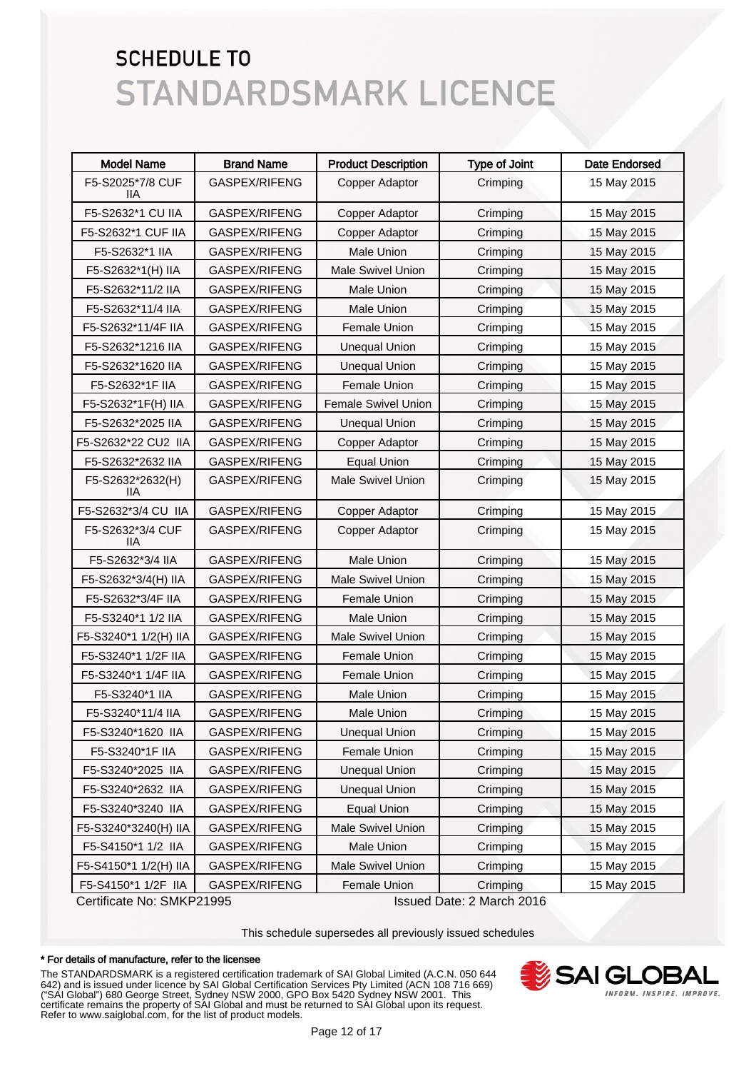# SCHEDULE TO
# STANDARDSMARK LICENCE

| Model Name | Brand Name | Product Description | Type of Joint | Date Endorsed |
|---|---|---|---|---|
| F5-S2025*7/8 CUF IIA | GASPEX/RIFENG | Copper Adaptor | Crimping | 15 May 2015 |
| F5-S2632*1 CU IIA | GASPEX/RIFENG | Copper Adaptor | Crimping | 15 May 2015 |
| F5-S2632*1 CUF IIA | GASPEX/RIFENG | Copper Adaptor | Crimping | 15 May 2015 |
| F5-S2632*1 IIA | GASPEX/RIFENG | Male Union | Crimping | 15 May 2015 |
| F5-S2632*1(H) IIA | GASPEX/RIFENG | Male Swivel Union | Crimping | 15 May 2015 |
| F5-S2632*11/2 IIA | GASPEX/RIFENG | Male Union | Crimping | 15 May 2015 |
| F5-S2632*11/4 IIA | GASPEX/RIFENG | Male Union | Crimping | 15 May 2015 |
| F5-S2632*11/4F IIA | GASPEX/RIFENG | Female Union | Crimping | 15 May 2015 |
| F5-S2632*1216 IIA | GASPEX/RIFENG | Unequal Union | Crimping | 15 May 2015 |
| F5-S2632*1620 IIA | GASPEX/RIFENG | Unequal Union | Crimping | 15 May 2015 |
| F5-S2632*1F IIA | GASPEX/RIFENG | Female Union | Crimping | 15 May 2015 |
| F5-S2632*1F(H) IIA | GASPEX/RIFENG | Female Swivel Union | Crimping | 15 May 2015 |
| F5-S2632*2025 IIA | GASPEX/RIFENG | Unequal Union | Crimping | 15 May 2015 |
| F5-S2632*22 CU2 IIA | GASPEX/RIFENG | Copper Adaptor | Crimping | 15 May 2015 |
| F5-S2632*2632 IIA | GASPEX/RIFENG | Equal Union | Crimping | 15 May 2015 |
| F5-S2632*2632(H) IIA | GASPEX/RIFENG | Male Swivel Union | Crimping | 15 May 2015 |
| F5-S2632*3/4 CU IIA | GASPEX/RIFENG | Copper Adaptor | Crimping | 15 May 2015 |
| F5-S2632*3/4 CUF IIA | GASPEX/RIFENG | Copper Adaptor | Crimping | 15 May 2015 |
| F5-S2632*3/4 IIA | GASPEX/RIFENG | Male Union | Crimping | 15 May 2015 |
| F5-S2632*3/4(H) IIA | GASPEX/RIFENG | Male Swivel Union | Crimping | 15 May 2015 |
| F5-S2632*3/4F IIA | GASPEX/RIFENG | Female Union | Crimping | 15 May 2015 |
| F5-S3240*1 1/2 IIA | GASPEX/RIFENG | Male Union | Crimping | 15 May 2015 |
| F5-S3240*1 1/2(H) IIA | GASPEX/RIFENG | Male Swivel Union | Crimping | 15 May 2015 |
| F5-S3240*1 1/2F IIA | GASPEX/RIFENG | Female Union | Crimping | 15 May 2015 |
| F5-S3240*1 1/4F IIA | GASPEX/RIFENG | Female Union | Crimping | 15 May 2015 |
| F5-S3240*1 IIA | GASPEX/RIFENG | Male Union | Crimping | 15 May 2015 |
| F5-S3240*11/4 IIA | GASPEX/RIFENG | Male Union | Crimping | 15 May 2015 |
| F5-S3240*1620 IIA | GASPEX/RIFENG | Unequal Union | Crimping | 15 May 2015 |
| F5-S3240*1F IIA | GASPEX/RIFENG | Female Union | Crimping | 15 May 2015 |
| F5-S3240*2025 IIA | GASPEX/RIFENG | Unequal Union | Crimping | 15 May 2015 |
| F5-S3240*2632 IIA | GASPEX/RIFENG | Unequal Union | Crimping | 15 May 2015 |
| F5-S3240*3240 IIA | GASPEX/RIFENG | Equal Union | Crimping | 15 May 2015 |
| F5-S3240*3240(H) IIA | GASPEX/RIFENG | Male Swivel Union | Crimping | 15 May 2015 |
| F5-S4150*1 1/2 IIA | GASPEX/RIFENG | Male Union | Crimping | 15 May 2015 |
| F5-S4150*1 1/2(H) IIA | GASPEX/RIFENG | Male Swivel Union | Crimping | 15 May 2015 |
| F5-S4150*1 1/2F IIA | GASPEX/RIFENG | Female Union | Crimping | 15 May 2015 |

Certificate No: SMKP21995 Issued Date: 2 March 2016

This schedule supersedes all previously issued schedules

**\* For details of manufacture, refer to the licensee**

The STANDARDSMARK is a registered certification trademark of SAI Global Limited (A.C.N. 050 644 642) and is issued under licence by SAI Global Certification Services Pty Limited (ACN 108 716 669) ("SAI Global") 680 George Street, Sydney NSW 2000, GPO Box 5420 Sydney NSW 2001. This certificate remains the property of SAI Global and must be returned to SAI Global upon its request. Refer to www.saiglobal.com, for the list of product models.

SAI GLOBAL
INFORM. INSPIRE. IMPROVE.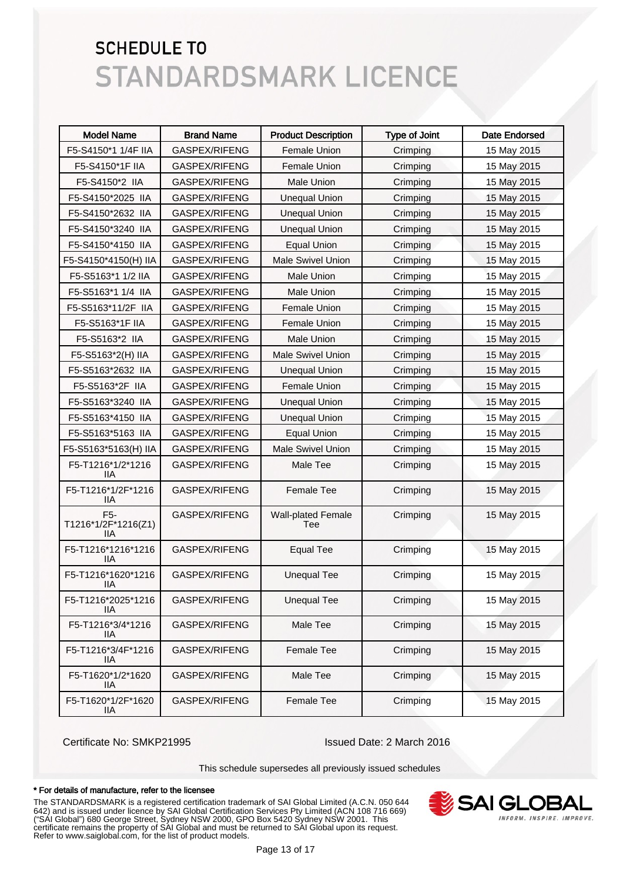# SCHEDULE TO
# STANDARDSMARK LICENCE

| Model Name | Brand Name | Product Description | Type of Joint | Date Endorsed |
|---|---|---|---|---|
| F5-S4150*1 1/4F IIA | GASPEX/RIFENG | Female Union | Crimping | 15 May 2015 |
| F5-S4150*1F IIA | GASPEX/RIFENG | Female Union | Crimping | 15 May 2015 |
| F5-S4150*2 IIA | GASPEX/RIFENG | Male Union | Crimping | 15 May 2015 |
| F5-S4150*2025 IIA | GASPEX/RIFENG | Unequal Union | Crimping | 15 May 2015 |
| F5-S4150*2632 IIA | GASPEX/RIFENG | Unequal Union | Crimping | 15 May 2015 |
| F5-S4150*3240 IIA | GASPEX/RIFENG | Unequal Union | Crimping | 15 May 2015 |
| F5-S4150*4150 IIA | GASPEX/RIFENG | Equal Union | Crimping | 15 May 2015 |
| F5-S4150*4150(H) IIA | GASPEX/RIFENG | Male Swivel Union | Crimping | 15 May 2015 |
| F5-S5163*1 1/2 IIA | GASPEX/RIFENG | Male Union | Crimping | 15 May 2015 |
| F5-S5163*1 1/4 IIA | GASPEX/RIFENG | Male Union | Crimping | 15 May 2015 |
| F5-S5163*11/2F IIA | GASPEX/RIFENG | Female Union | Crimping | 15 May 2015 |
| F5-S5163*1F IIA | GASPEX/RIFENG | Female Union | Crimping | 15 May 2015 |
| F5-S5163*2 IIA | GASPEX/RIFENG | Male Union | Crimping | 15 May 2015 |
| F5-S5163*2(H) IIA | GASPEX/RIFENG | Male Swivel Union | Crimping | 15 May 2015 |
| F5-S5163*2632 IIA | GASPEX/RIFENG | Unequal Union | Crimping | 15 May 2015 |
| F5-S5163*2F IIA | GASPEX/RIFENG | Female Union | Crimping | 15 May 2015 |
| F5-S5163*3240 IIA | GASPEX/RIFENG | Unequal Union | Crimping | 15 May 2015 |
| F5-S5163*4150 IIA | GASPEX/RIFENG | Unequal Union | Crimping | 15 May 2015 |
| F5-S5163*5163 IIA | GASPEX/RIFENG | Equal Union | Crimping | 15 May 2015 |
| F5-S5163*5163(H) IIA | GASPEX/RIFENG | Male Swivel Union | Crimping | 15 May 2015 |
| F5-T1216*1/2*1216 IIA | GASPEX/RIFENG | Male Tee | Crimping | 15 May 2015 |
| F5-T1216*1/2F*1216 IIA | GASPEX/RIFENG | Female Tee | Crimping | 15 May 2015 |
| F5-T1216*1/2F*1216(Z1) IIA | GASPEX/RIFENG | Wall-plated Female Tee | Crimping | 15 May 2015 |
| F5-T1216*1216*1216 IIA | GASPEX/RIFENG | Equal Tee | Crimping | 15 May 2015 |
| F5-T1216*1620*1216 IIA | GASPEX/RIFENG | Unequal Tee | Crimping | 15 May 2015 |
| F5-T1216*2025*1216 IIA | GASPEX/RIFENG | Unequal Tee | Crimping | 15 May 2015 |
| F5-T1216*3/4*1216 IIA | GASPEX/RIFENG | Male Tee | Crimping | 15 May 2015 |
| F5-T1216*3/4F*1216 IIA | GASPEX/RIFENG | Female Tee | Crimping | 15 May 2015 |
| F5-T1620*1/2*1620 IIA | GASPEX/RIFENG | Male Tee | Crimping | 15 May 2015 |
| F5-T1620*1/2F*1620 IIA | GASPEX/RIFENG | Female Tee | Crimping | 15 May 2015 |

Certificate No: SMKP21995

Issued Date: 2 March 2016

This schedule supersedes all previously issued schedules

**\* For details of manufacture, refer to the licensee**

The STANDARDSMARK is a registered certification trademark of SAI Global Limited (A.C.N. 050 644 642) and is issued under licence by SAI Global Certification Services Pty Limited (ACN 108 716 669) ("SAI Global") 680 George Street, Sydney NSW 2000, GPO Box 5420 Sydney NSW 2001. This certificate remains the property of SAI Global and must be returned to SAI Global upon its request. Refer to www.saiglobal.com, for the list of product models.

SAI GLOBAL
INFORM. INSPIRE. IMPROVE.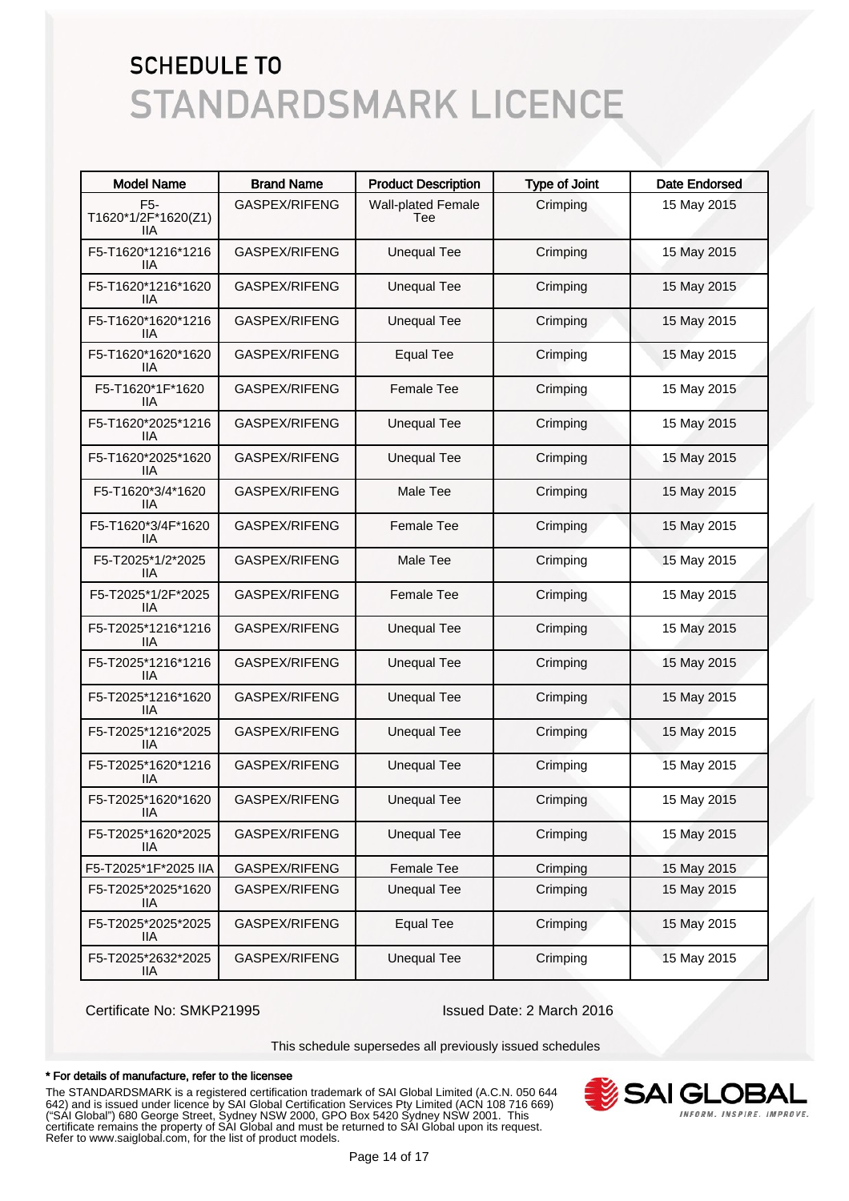# SCHEDULE TO STANDARDSMARK LICENCE

| Model Name | Brand Name | Product Description | Type of Joint | Date Endorsed |
|---|---|---|---|---|
| F5-T1620*1/2F*1620(Z1) IIA | GASPEX/RIFENG | Wall-plated Female Tee | Crimping | 15 May 2015 |
| F5-T1620*1216*1216 IIA | GASPEX/RIFENG | Unequal Tee | Crimping | 15 May 2015 |
| F5-T1620*1216*1620 IIA | GASPEX/RIFENG | Unequal Tee | Crimping | 15 May 2015 |
| F5-T1620*1620*1216 IIA | GASPEX/RIFENG | Unequal Tee | Crimping | 15 May 2015 |
| F5-T1620*1620*1620 IIA | GASPEX/RIFENG | Equal Tee | Crimping | 15 May 2015 |
| F5-T1620*1F*1620 IIA | GASPEX/RIFENG | Female Tee | Crimping | 15 May 2015 |
| F5-T1620*2025*1216 IIA | GASPEX/RIFENG | Unequal Tee | Crimping | 15 May 2015 |
| F5-T1620*2025*1620 IIA | GASPEX/RIFENG | Unequal Tee | Crimping | 15 May 2015 |
| F5-T1620*3/4*1620 IIA | GASPEX/RIFENG | Male Tee | Crimping | 15 May 2015 |
| F5-T1620*3/4F*1620 IIA | GASPEX/RIFENG | Female Tee | Crimping | 15 May 2015 |
| F5-T2025*1/2*2025 IIA | GASPEX/RIFENG | Male Tee | Crimping | 15 May 2015 |
| F5-T2025*1/2F*2025 IIA | GASPEX/RIFENG | Female Tee | Crimping | 15 May 2015 |
| F5-T2025*1216*1216 IIA | GASPEX/RIFENG | Unequal Tee | Crimping | 15 May 2015 |
| F5-T2025*1216*1216 IIA | GASPEX/RIFENG | Unequal Tee | Crimping | 15 May 2015 |
| F5-T2025*1216*1620 IIA | GASPEX/RIFENG | Unequal Tee | Crimping | 15 May 2015 |
| F5-T2025*1216*2025 IIA | GASPEX/RIFENG | Unequal Tee | Crimping | 15 May 2015 |
| F5-T2025*1620*1216 IIA | GASPEX/RIFENG | Unequal Tee | Crimping | 15 May 2015 |
| F5-T2025*1620*1620 IIA | GASPEX/RIFENG | Unequal Tee | Crimping | 15 May 2015 |
| F5-T2025*1620*2025 IIA | GASPEX/RIFENG | Unequal Tee | Crimping | 15 May 2015 |
| F5-T2025*1F*2025 IIA | GASPEX/RIFENG | Female Tee | Crimping | 15 May 2015 |
| F5-T2025*2025*1620 IIA | GASPEX/RIFENG | Unequal Tee | Crimping | 15 May 2015 |
| F5-T2025*2025*2025 IIA | GASPEX/RIFENG | Equal Tee | Crimping | 15 May 2015 |
| F5-T2025*2632*2025 IIA | GASPEX/RIFENG | Unequal Tee | Crimping | 15 May 2015 |

Certificate No: SMKP21995

Issued Date: 2 March 2016

This schedule supersedes all previously issued schedules

**\* For details of manufacture, refer to the licensee**

The STANDARDSMARK is a registered certification trademark of SAI Global Limited (A.C.N. 050 644 642) and is issued under licence by SAI Global Certification Services Pty Limited (ACN 108 716 669) ("SAI Global") 680 George Street, Sydney NSW 2000, GPO Box 5420 Sydney NSW 2001. This certificate remains the property of SAI Global and must be returned to SAI Global upon its request. Refer to www.saiglobal.com, for the list of product models.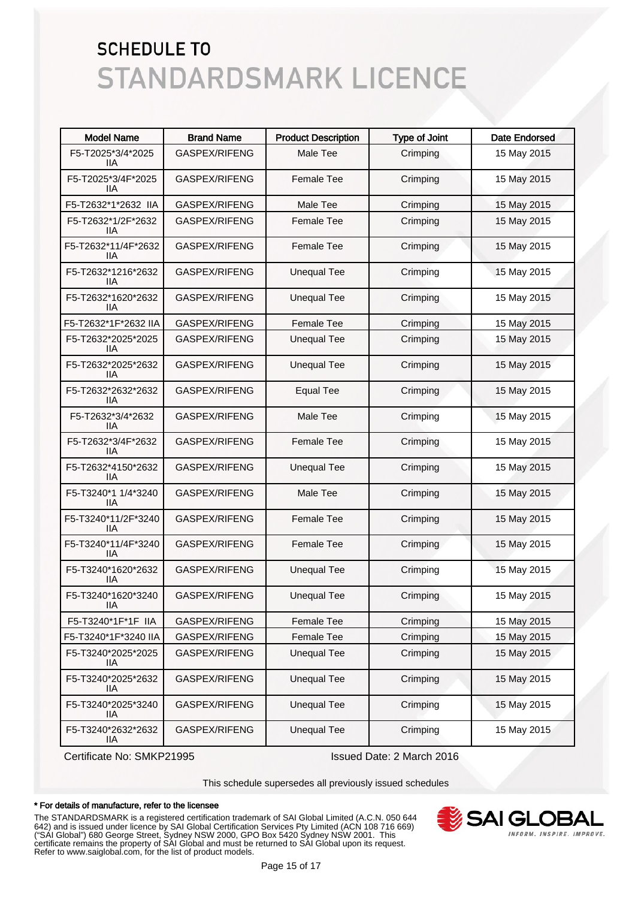# SCHEDULE TO
# STANDARDSMARK LICENCE

| Model Name | Brand Name | Product Description | Type of Joint | Date Endorsed |
|---|---|---|---|---|
| F5-T2025*3/4*2025 IIA | GASPEX/RIFENG | Male Tee | Crimping | 15 May 2015 |
| F5-T2025*3/4F*2025 IIA | GASPEX/RIFENG | Female Tee | Crimping | 15 May 2015 |
| F5-T2632*1*2632 IIA | GASPEX/RIFENG | Male Tee | Crimping | 15 May 2015 |
| F5-T2632*1/2F*2632 IIA | GASPEX/RIFENG | Female Tee | Crimping | 15 May 2015 |
| F5-T2632*11/4F*2632 IIA | GASPEX/RIFENG | Female Tee | Crimping | 15 May 2015 |
| F5-T2632*1216*2632 IIA | GASPEX/RIFENG | Unequal Tee | Crimping | 15 May 2015 |
| F5-T2632*1620*2632 IIA | GASPEX/RIFENG | Unequal Tee | Crimping | 15 May 2015 |
| F5-T2632*1F*2632 IIA | GASPEX/RIFENG | Female Tee | Crimping | 15 May 2015 |
| F5-T2632*2025*2025 IIA | GASPEX/RIFENG | Unequal Tee | Crimping | 15 May 2015 |
| F5-T2632*2025*2632 IIA | GASPEX/RIFENG | Unequal Tee | Crimping | 15 May 2015 |
| F5-T2632*2632*2632 IIA | GASPEX/RIFENG | Equal Tee | Crimping | 15 May 2015 |
| F5-T2632*3/4*2632 IIA | GASPEX/RIFENG | Male Tee | Crimping | 15 May 2015 |
| F5-T2632*3/4F*2632 IIA | GASPEX/RIFENG | Female Tee | Crimping | 15 May 2015 |
| F5-T2632*4150*2632 IIA | GASPEX/RIFENG | Unequal Tee | Crimping | 15 May 2015 |
| F5-T3240*1 1/4*3240 IIA | GASPEX/RIFENG | Male Tee | Crimping | 15 May 2015 |
| F5-T3240*11/2F*3240 IIA | GASPEX/RIFENG | Female Tee | Crimping | 15 May 2015 |
| F5-T3240*11/4F*3240 IIA | GASPEX/RIFENG | Female Tee | Crimping | 15 May 2015 |
| F5-T3240*1620*2632 IIA | GASPEX/RIFENG | Unequal Tee | Crimping | 15 May 2015 |
| F5-T3240*1620*3240 IIA | GASPEX/RIFENG | Unequal Tee | Crimping | 15 May 2015 |
| F5-T3240*1F*1F IIA | GASPEX/RIFENG | Female Tee | Crimping | 15 May 2015 |
| F5-T3240*1F*3240 IIA | GASPEX/RIFENG | Female Tee | Crimping | 15 May 2015 |
| F5-T3240*2025*2025 IIA | GASPEX/RIFENG | Unequal Tee | Crimping | 15 May 2015 |
| F5-T3240*2025*2632 IIA | GASPEX/RIFENG | Unequal Tee | Crimping | 15 May 2015 |
| F5-T3240*2025*3240 IIA | GASPEX/RIFENG | Unequal Tee | Crimping | 15 May 2015 |
| F5-T3240*2632*2632 IIA | GASPEX/RIFENG | Unequal Tee | Crimping | 15 May 2015 |

Certificate No: SMKP21995 Issued Date: 2 March 2016

This schedule supersedes all previously issued schedules

**\* For details of manufacture, refer to the licensee**

The STANDARDSMARK is a registered certification trademark of SAI Global Limited (A.C.N. 050 644 642) and is issued under licence by SAI Global Certification Services Pty Limited (ACN 108 716 669) ("SAI Global") 680 George Street, Sydney NSW 2000, GPO Box 5420 Sydney NSW 2001. This certificate remains the property of SAI Global and must be returned to SAI Global upon its request. Refer to www.saiglobal.com, for the list of product models.

SAI GLOBAL
INFORM. INSPIRE. IMPROVE.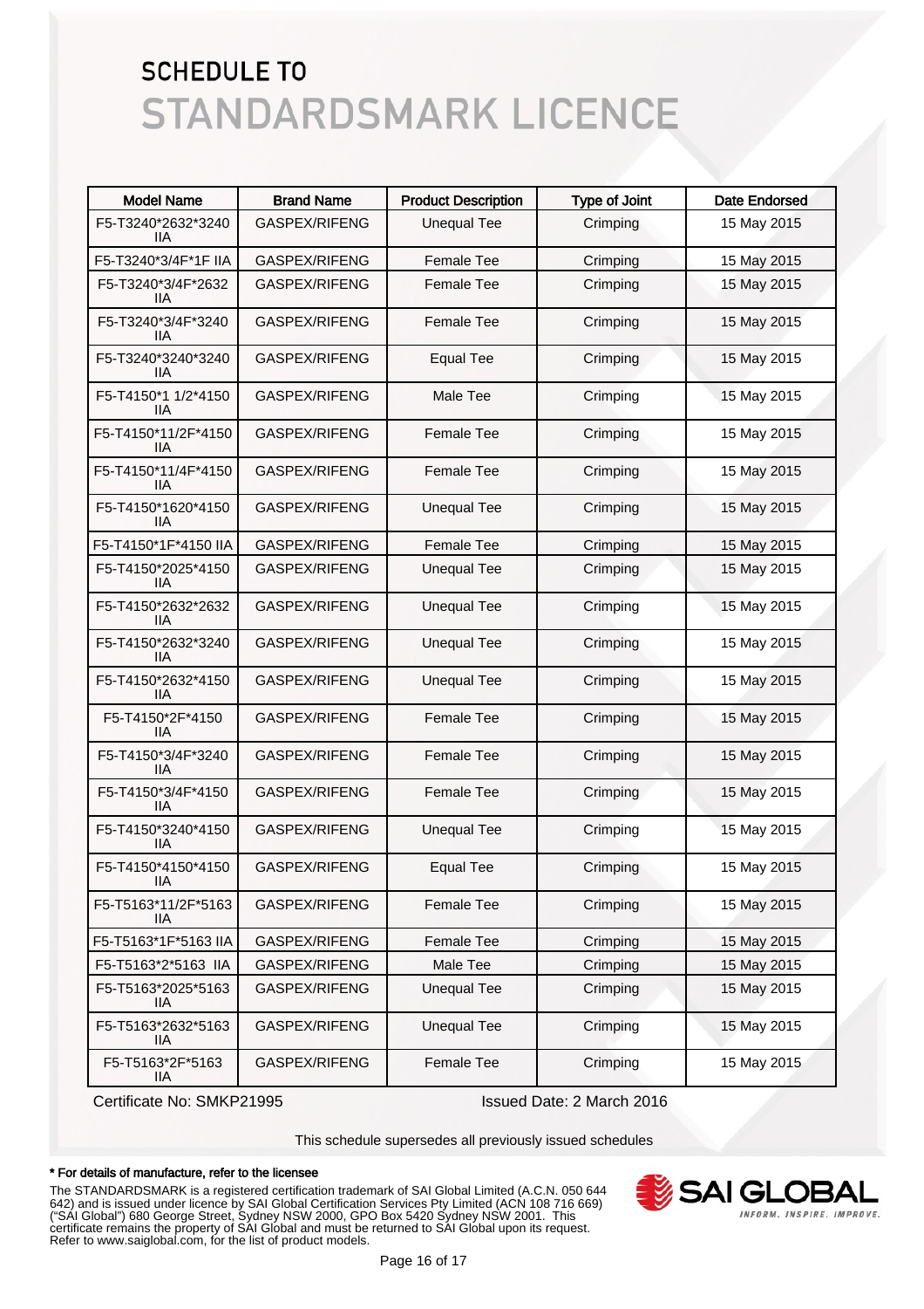# SCHEDULE TO
# STANDARDSMARK LICENCE

| Model Name | Brand Name | Product Description | Type of Joint | Date Endorsed |
|---|---|---|---|---|
| F5-T3240*2632*3240 IIA | GASPEX/RIFENG | Unequal Tee | Crimping | 15 May 2015 |
| F5-T3240*3/4F*1F IIA | GASPEX/RIFENG | Female Tee | Crimping | 15 May 2015 |
| F5-T3240*3/4F*2632 IIA | GASPEX/RIFENG | Female Tee | Crimping | 15 May 2015 |
| F5-T3240*3/4F*3240 IIA | GASPEX/RIFENG | Female Tee | Crimping | 15 May 2015 |
| F5-T3240*3240*3240 IIA | GASPEX/RIFENG | Equal Tee | Crimping | 15 May 2015 |
| F5-T4150*1 1/2*4150 IIA | GASPEX/RIFENG | Male Tee | Crimping | 15 May 2015 |
| F5-T4150*11/2F*4150 IIA | GASPEX/RIFENG | Female Tee | Crimping | 15 May 2015 |
| F5-T4150*11/4F*4150 IIA | GASPEX/RIFENG | Female Tee | Crimping | 15 May 2015 |
| F5-T4150*1620*4150 IIA | GASPEX/RIFENG | Unequal Tee | Crimping | 15 May 2015 |
| F5-T4150*1F*4150 IIA | GASPEX/RIFENG | Female Tee | Crimping | 15 May 2015 |
| F5-T4150*2025*4150 IIA | GASPEX/RIFENG | Unequal Tee | Crimping | 15 May 2015 |
| F5-T4150*2632*2632 IIA | GASPEX/RIFENG | Unequal Tee | Crimping | 15 May 2015 |
| F5-T4150*2632*3240 IIA | GASPEX/RIFENG | Unequal Tee | Crimping | 15 May 2015 |
| F5-T4150*2632*4150 IIA | GASPEX/RIFENG | Unequal Tee | Crimping | 15 May 2015 |
| F5-T4150*2F*4150 IIA | GASPEX/RIFENG | Female Tee | Crimping | 15 May 2015 |
| F5-T4150*3/4F*3240 IIA | GASPEX/RIFENG | Female Tee | Crimping | 15 May 2015 |
| F5-T4150*3/4F*4150 IIA | GASPEX/RIFENG | Female Tee | Crimping | 15 May 2015 |
| F5-T4150*3240*4150 IIA | GASPEX/RIFENG | Unequal Tee | Crimping | 15 May 2015 |
| F5-T4150*4150*4150 IIA | GASPEX/RIFENG | Equal Tee | Crimping | 15 May 2015 |
| F5-T5163*11/2F*5163 IIA | GASPEX/RIFENG | Female Tee | Crimping | 15 May 2015 |
| F5-T5163*1F*5163 IIA | GASPEX/RIFENG | Female Tee | Crimping | 15 May 2015 |
| F5-T5163*2*5163 IIA | GASPEX/RIFENG | Male Tee | Crimping | 15 May 2015 |
| F5-T5163*2025*5163 IIA | GASPEX/RIFENG | Unequal Tee | Crimping | 15 May 2015 |
| F5-T5163*2632*5163 IIA | GASPEX/RIFENG | Unequal Tee | Crimping | 15 May 2015 |
| F5-T5163*2F*5163 IIA | GASPEX/RIFENG | Female Tee | Crimping | 15 May 2015 |

Certificate No: SMKP21995

Issued Date: 2 March 2016

This schedule supersedes all previously issued schedules

**\* For details of manufacture, refer to the licensee**

The STANDARDSMARK is a registered certification trademark of SAI Global Limited (A.C.N. 050 644 642) and is issued under licence by SAI Global Certification Services Pty Limited (ACN 108 716 669) ("SAI Global") 680 George Street, Sydney NSW 2000, GPO Box 5420 Sydney NSW 2001. This certificate remains the property of SAI Global and must be returned to SAI Global upon its request. Refer to www.saiglobal.com, for the list of product models.

SAI GLOBAL
INFORM. INSPIRE. IMPROVE.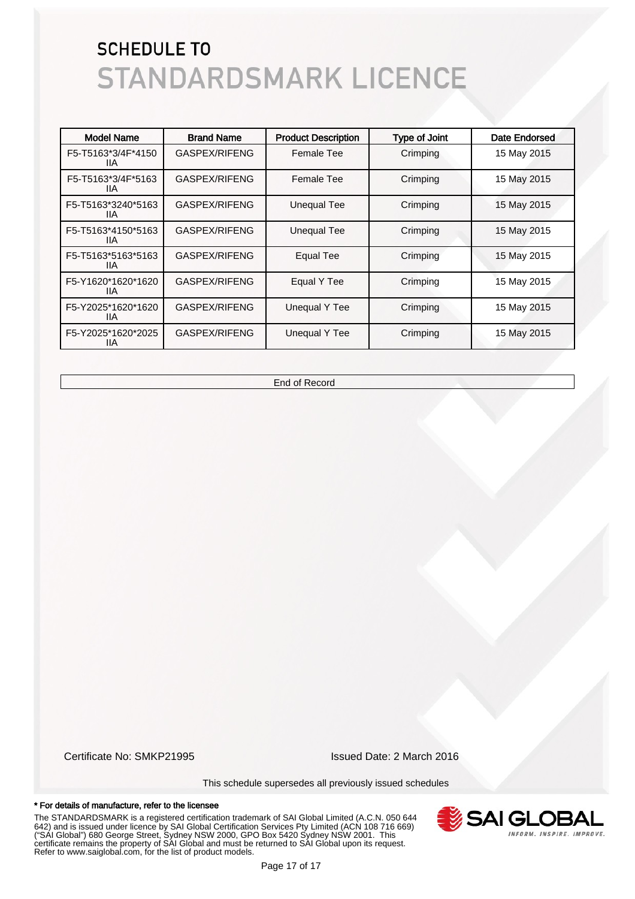# SCHEDULE TO
# STANDARDSMARK LICENCE

| Model Name | Brand Name | Product Description | Type of Joint | Date Endorsed |
|---|---|---|---|---|
| F5-T5163*3/4F*4150 IIA | GASPEX/RIFENG | Female Tee | Crimping | 15 May 2015 |
| F5-T5163*3/4F*5163 IIA | GASPEX/RIFENG | Female Tee | Crimping | 15 May 2015 |
| F5-T5163*3240*5163 IIA | GASPEX/RIFENG | Unequal Tee | Crimping | 15 May 2015 |
| F5-T5163*4150*5163 IIA | GASPEX/RIFENG | Unequal Tee | Crimping | 15 May 2015 |
| F5-T5163*5163*5163 IIA | GASPEX/RIFENG | Equal Tee | Crimping | 15 May 2015 |
| F5-Y1620*1620*1620 IIA | GASPEX/RIFENG | Equal Y Tee | Crimping | 15 May 2015 |
| F5-Y2025*1620*1620 IIA | GASPEX/RIFENG | Unequal Y Tee | Crimping | 15 May 2015 |
| F5-Y2025*1620*2025 IIA | GASPEX/RIFENG | Unequal Y Tee | Crimping | 15 May 2015 |

End of Record

Certificate No: SMKP21995

Issued Date: 2 March 2016

This schedule supersedes all previously issued schedules

**\* For details of manufacture, refer to the licensee**

The STANDARDSMARK is a registered certification trademark of SAI Global Limited (A.C.N. 050 644 642) and is issued under licence by SAI Global Certification Services Pty Limited (ACN 108 716 669) ("SAI Global") 680 George Street, Sydney NSW 2000, GPO Box 5420 Sydney NSW 2001. This certificate remains the property of SAI Global and must be returned to SAI Global upon its request. Refer to www.saiglobal.com, for the list of product models.

SAI GLOBAL
INFORM. INSPIRE. IMPROVE.